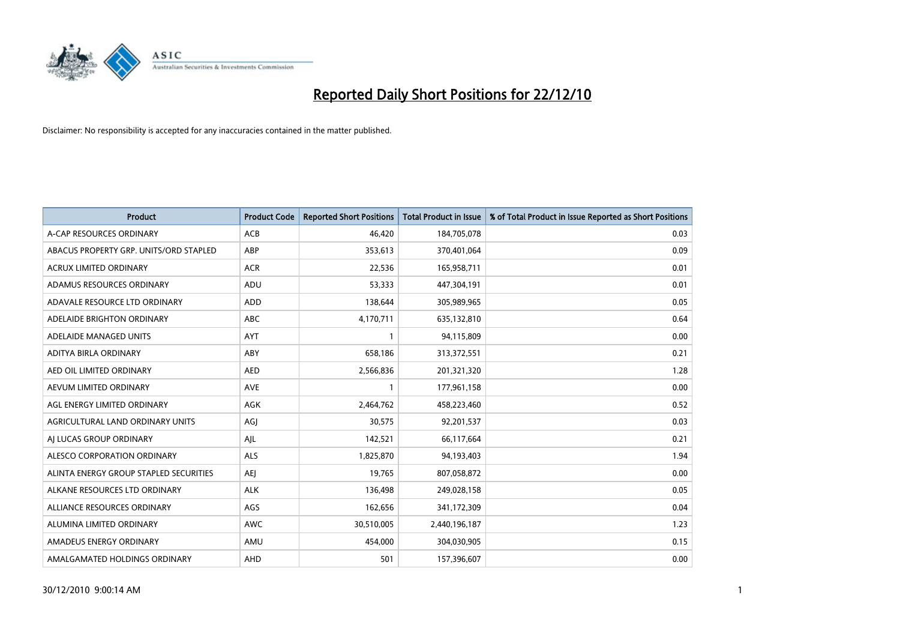# Reported Daily Short Positions for 22/12/10

Disclaimer: No responsibility is accepted for any inaccuracies contained in the matter published.

| Product | Product Code | Reported Short Positions | Total Product in Issue | % of Total Product in Issue Reported as Short Positions |
|---|---|---|---|---|
| A-CAP RESOURCES ORDINARY | ACB | 46,420 | 184,705,078 | 0.03 |
| ABACUS PROPERTY GRP. UNITS/ORD STAPLED | ABP | 353,613 | 370,401,064 | 0.09 |
| ACRUX LIMITED ORDINARY | ACR | 22,536 | 165,958,711 | 0.01 |
| ADAMUS RESOURCES ORDINARY | ADU | 53,333 | 447,304,191 | 0.01 |
| ADAVALE RESOURCE LTD ORDINARY | ADD | 138,644 | 305,989,965 | 0.05 |
| ADELAIDE BRIGHTON ORDINARY | ABC | 4,170,711 | 635,132,810 | 0.64 |
| ADELAIDE MANAGED UNITS | AYT | 1 | 94,115,809 | 0.00 |
| ADITYA BIRLA ORDINARY | ABY | 658,186 | 313,372,551 | 0.21 |
| AED OIL LIMITED ORDINARY | AED | 2,566,836 | 201,321,320 | 1.28 |
| AEVUM LIMITED ORDINARY | AVE | 1 | 177,961,158 | 0.00 |
| AGL ENERGY LIMITED ORDINARY | AGK | 2,464,762 | 458,223,460 | 0.52 |
| AGRICULTURAL LAND ORDINARY UNITS | AGJ | 30,575 | 92,201,537 | 0.03 |
| AJ LUCAS GROUP ORDINARY | AJL | 142,521 | 66,117,664 | 0.21 |
| ALESCO CORPORATION ORDINARY | ALS | 1,825,870 | 94,193,403 | 1.94 |
| ALINTA ENERGY GROUP STAPLED SECURITIES | AEJ | 19,765 | 807,058,872 | 0.00 |
| ALKANE RESOURCES LTD ORDINARY | ALK | 136,498 | 249,028,158 | 0.05 |
| ALLIANCE RESOURCES ORDINARY | AGS | 162,656 | 341,172,309 | 0.04 |
| ALUMINA LIMITED ORDINARY | AWC | 30,510,005 | 2,440,196,187 | 1.23 |
| AMADEUS ENERGY ORDINARY | AMU | 454,000 | 304,030,905 | 0.15 |
| AMALGAMATED HOLDINGS ORDINARY | AHD | 501 | 157,396,607 | 0.00 |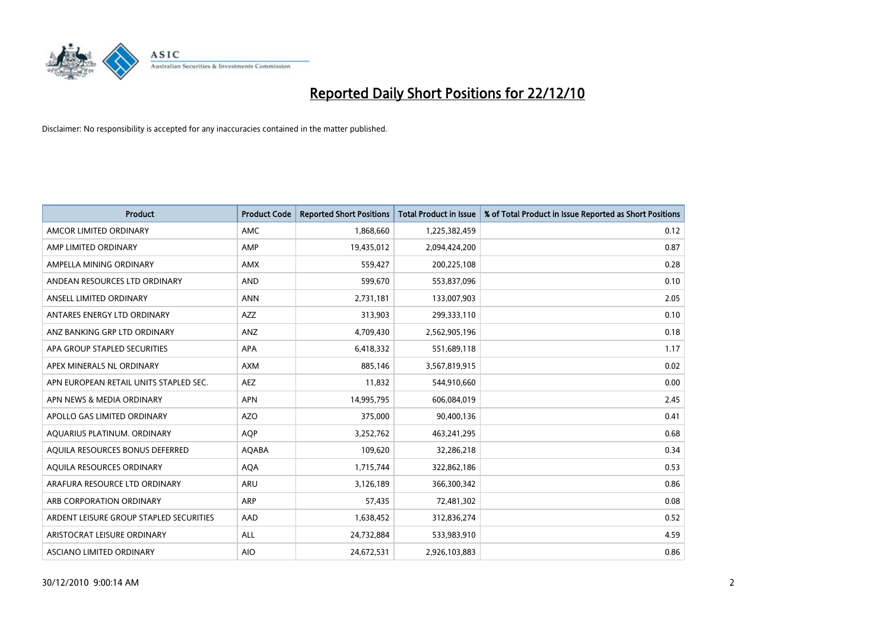# Reported Daily Short Positions for 22/12/10

Disclaimer: No responsibility is accepted for any inaccuracies contained in the matter published.

| Product | Product Code | Reported Short Positions | Total Product in Issue | % of Total Product in Issue Reported as Short Positions |
|---|---|---|---|---|
| AMCOR LIMITED ORDINARY | AMC | 1,868,660 | 1,225,382,459 | 0.12 |
| AMP LIMITED ORDINARY | AMP | 19,435,012 | 2,094,424,200 | 0.87 |
| AMPELLA MINING ORDINARY | AMX | 559,427 | 200,225,108 | 0.28 |
| ANDEAN RESOURCES LTD ORDINARY | AND | 599,670 | 553,837,096 | 0.10 |
| ANSELL LIMITED ORDINARY | ANN | 2,731,181 | 133,007,903 | 2.05 |
| ANTARES ENERGY LTD ORDINARY | AZZ | 313,903 | 299,333,110 | 0.10 |
| ANZ BANKING GRP LTD ORDINARY | ANZ | 4,709,430 | 2,562,905,196 | 0.18 |
| APA GROUP STAPLED SECURITIES | APA | 6,418,332 | 551,689,118 | 1.17 |
| APEX MINERALS NL ORDINARY | AXM | 885,146 | 3,567,819,915 | 0.02 |
| APN EUROPEAN RETAIL UNITS STAPLED SEC. | AEZ | 11,832 | 544,910,660 | 0.00 |
| APN NEWS & MEDIA ORDINARY | APN | 14,995,795 | 606,084,019 | 2.45 |
| APOLLO GAS LIMITED ORDINARY | AZO | 375,000 | 90,400,136 | 0.41 |
| AQUARIUS PLATINUM. ORDINARY | AQP | 3,252,762 | 463,241,295 | 0.68 |
| AQUILA RESOURCES BONUS DEFERRED | AQABA | 109,620 | 32,286,218 | 0.34 |
| AQUILA RESOURCES ORDINARY | AQA | 1,715,744 | 322,862,186 | 0.53 |
| ARAFURA RESOURCE LTD ORDINARY | ARU | 3,126,189 | 366,300,342 | 0.86 |
| ARB CORPORATION ORDINARY | ARP | 57,435 | 72,481,302 | 0.08 |
| ARDENT LEISURE GROUP STAPLED SECURITIES | AAD | 1,638,452 | 312,836,274 | 0.52 |
| ARISTOCRAT LEISURE ORDINARY | ALL | 24,732,884 | 533,983,910 | 4.59 |
| ASCIANO LIMITED ORDINARY | AIO | 24,672,531 | 2,926,103,883 | 0.86 |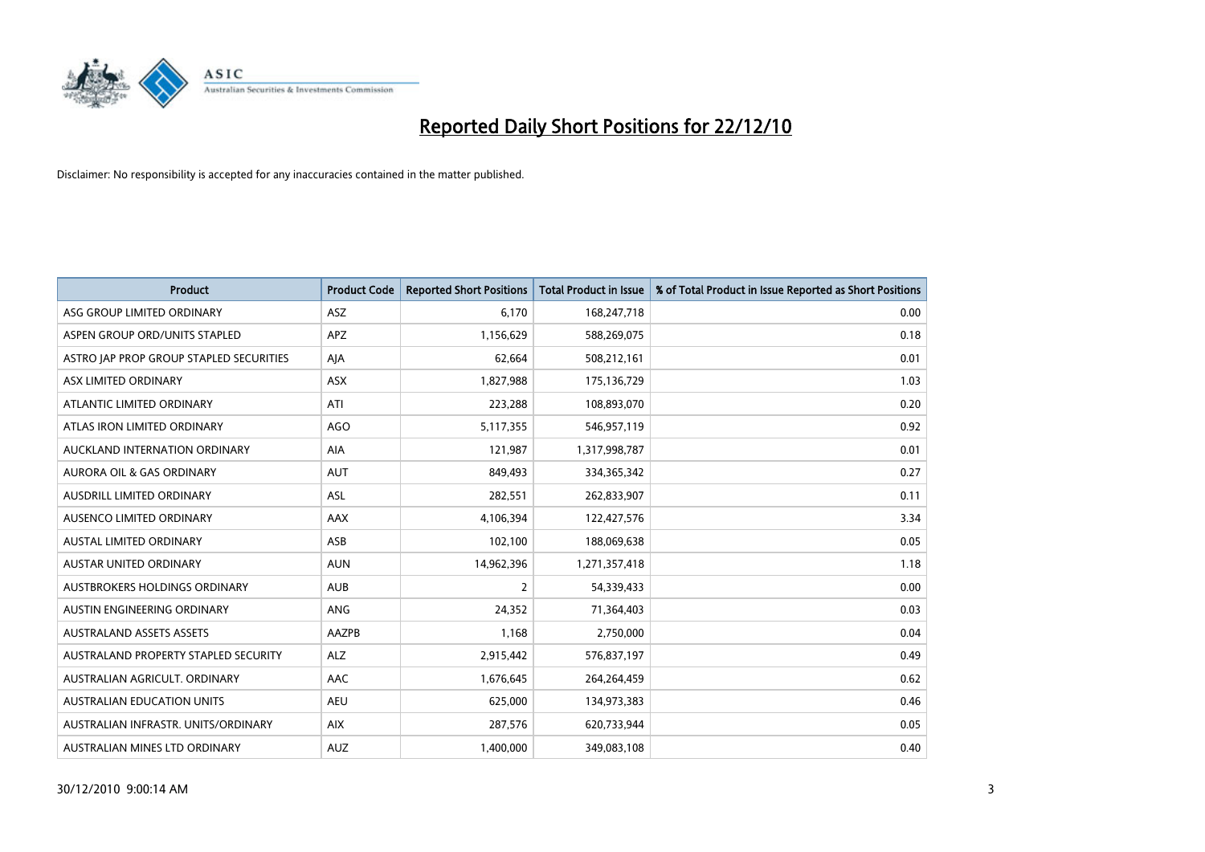# Reported Daily Short Positions for 22/12/10

Disclaimer: No responsibility is accepted for any inaccuracies contained in the matter published.

| Product | Product Code | Reported Short Positions | Total Product in Issue | % of Total Product in Issue Reported as Short Positions |
|---|---|---|---|---|
| ASG GROUP LIMITED ORDINARY | ASZ | 6,170 | 168,247,718 | 0.00 |
| ASPEN GROUP ORD/UNITS STAPLED | APZ | 1,156,629 | 588,269,075 | 0.18 |
| ASTRO JAP PROP GROUP STAPLED SECURITIES | AJA | 62,664 | 508,212,161 | 0.01 |
| ASX LIMITED ORDINARY | ASX | 1,827,988 | 175,136,729 | 1.03 |
| ATLANTIC LIMITED ORDINARY | ATI | 223,288 | 108,893,070 | 0.20 |
| ATLAS IRON LIMITED ORDINARY | AGO | 5,117,355 | 546,957,119 | 0.92 |
| AUCKLAND INTERNATION ORDINARY | AIA | 121,987 | 1,317,998,787 | 0.01 |
| AURORA OIL & GAS ORDINARY | AUT | 849,493 | 334,365,342 | 0.27 |
| AUSDRILL LIMITED ORDINARY | ASL | 282,551 | 262,833,907 | 0.11 |
| AUSENCO LIMITED ORDINARY | AAX | 4,106,394 | 122,427,576 | 3.34 |
| AUSTAL LIMITED ORDINARY | ASB | 102,100 | 188,069,638 | 0.05 |
| AUSTAR UNITED ORDINARY | AUN | 14,962,396 | 1,271,357,418 | 1.18 |
| AUSTBROKERS HOLDINGS ORDINARY | AUB | 2 | 54,339,433 | 0.00 |
| AUSTIN ENGINEERING ORDINARY | ANG | 24,352 | 71,364,403 | 0.03 |
| AUSTRALAND ASSETS ASSETS | AAZPB | 1,168 | 2,750,000 | 0.04 |
| AUSTRALAND PROPERTY STAPLED SECURITY | ALZ | 2,915,442 | 576,837,197 | 0.49 |
| AUSTRALIAN AGRICULT. ORDINARY | AAC | 1,676,645 | 264,264,459 | 0.62 |
| AUSTRALIAN EDUCATION UNITS | AEU | 625,000 | 134,973,383 | 0.46 |
| AUSTRALIAN INFRASTR. UNITS/ORDINARY | AIX | 287,576 | 620,733,944 | 0.05 |
| AUSTRALIAN MINES LTD ORDINARY | AUZ | 1,400,000 | 349,083,108 | 0.40 |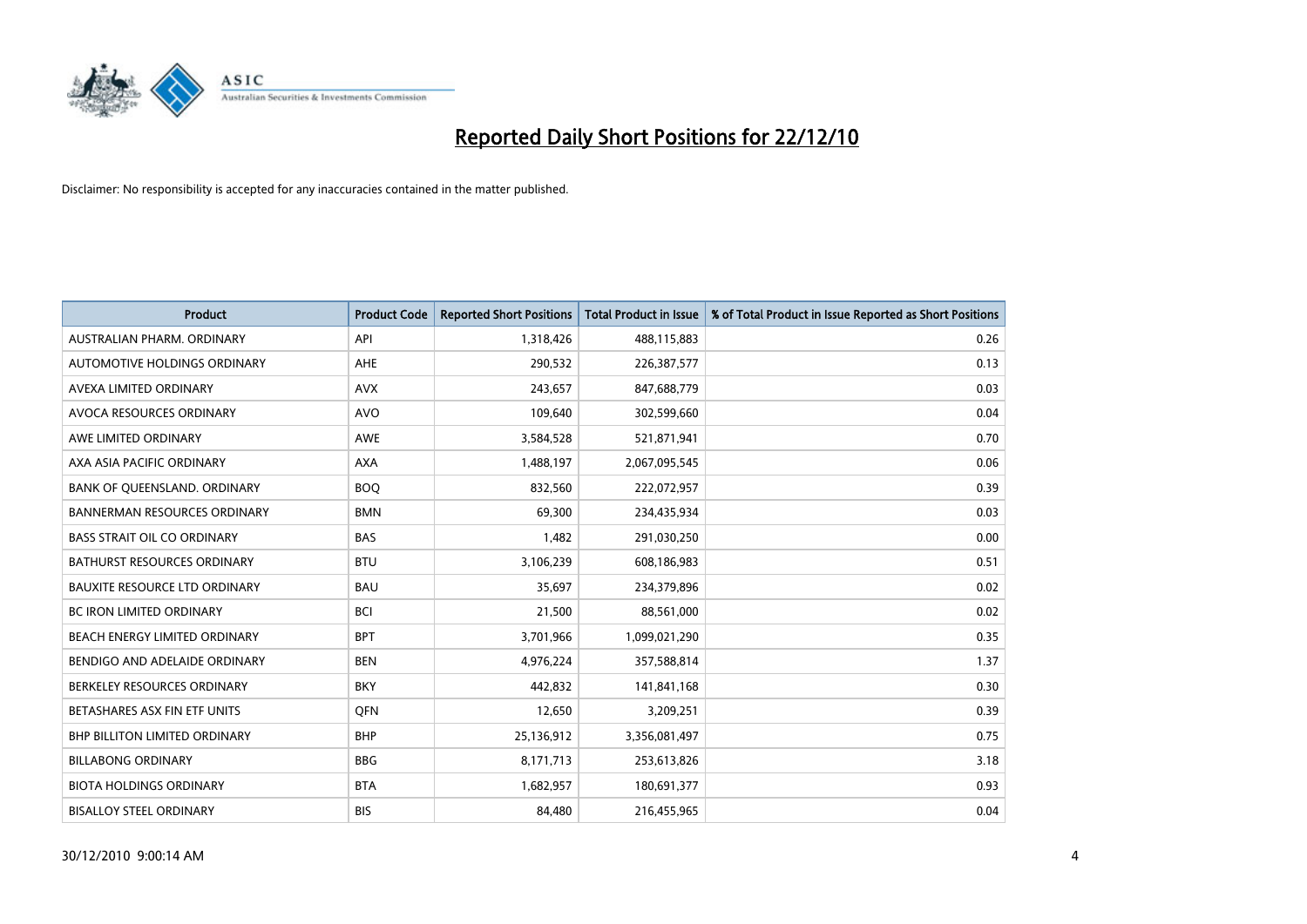# Reported Daily Short Positions for 22/12/10

Disclaimer: No responsibility is accepted for any inaccuracies contained in the matter published.

| Product | Product Code | Reported Short Positions | Total Product in Issue | % of Total Product in Issue Reported as Short Positions |
|---|---|---|---|---|
| AUSTRALIAN PHARM. ORDINARY | API | 1,318,426 | 488,115,883 | 0.26 |
| AUTOMOTIVE HOLDINGS ORDINARY | AHE | 290,532 | 226,387,577 | 0.13 |
| AVEXA LIMITED ORDINARY | AVX | 243,657 | 847,688,779 | 0.03 |
| AVOCA RESOURCES ORDINARY | AVO | 109,640 | 302,599,660 | 0.04 |
| AWE LIMITED ORDINARY | AWE | 3,584,528 | 521,871,941 | 0.70 |
| AXA ASIA PACIFIC ORDINARY | AXA | 1,488,197 | 2,067,095,545 | 0.06 |
| BANK OF QUEENSLAND. ORDINARY | BOQ | 832,560 | 222,072,957 | 0.39 |
| BANNERMAN RESOURCES ORDINARY | BMN | 69,300 | 234,435,934 | 0.03 |
| BASS STRAIT OIL CO ORDINARY | BAS | 1,482 | 291,030,250 | 0.00 |
| BATHURST RESOURCES ORDINARY | BTU | 3,106,239 | 608,186,983 | 0.51 |
| BAUXITE RESOURCE LTD ORDINARY | BAU | 35,697 | 234,379,896 | 0.02 |
| BC IRON LIMITED ORDINARY | BCI | 21,500 | 88,561,000 | 0.02 |
| BEACH ENERGY LIMITED ORDINARY | BPT | 3,701,966 | 1,099,021,290 | 0.35 |
| BENDIGO AND ADELAIDE ORDINARY | BEN | 4,976,224 | 357,588,814 | 1.37 |
| BERKELEY RESOURCES ORDINARY | BKY | 442,832 | 141,841,168 | 0.30 |
| BETASHARES ASX FIN ETF UNITS | QFN | 12,650 | 3,209,251 | 0.39 |
| BHP BILLITON LIMITED ORDINARY | BHP | 25,136,912 | 3,356,081,497 | 0.75 |
| BILLABONG ORDINARY | BBG | 8,171,713 | 253,613,826 | 3.18 |
| BIOTA HOLDINGS ORDINARY | BTA | 1,682,957 | 180,691,377 | 0.93 |
| BISALLOY STEEL ORDINARY | BIS | 84,480 | 216,455,965 | 0.04 |

30/12/2010 9:00:14 AM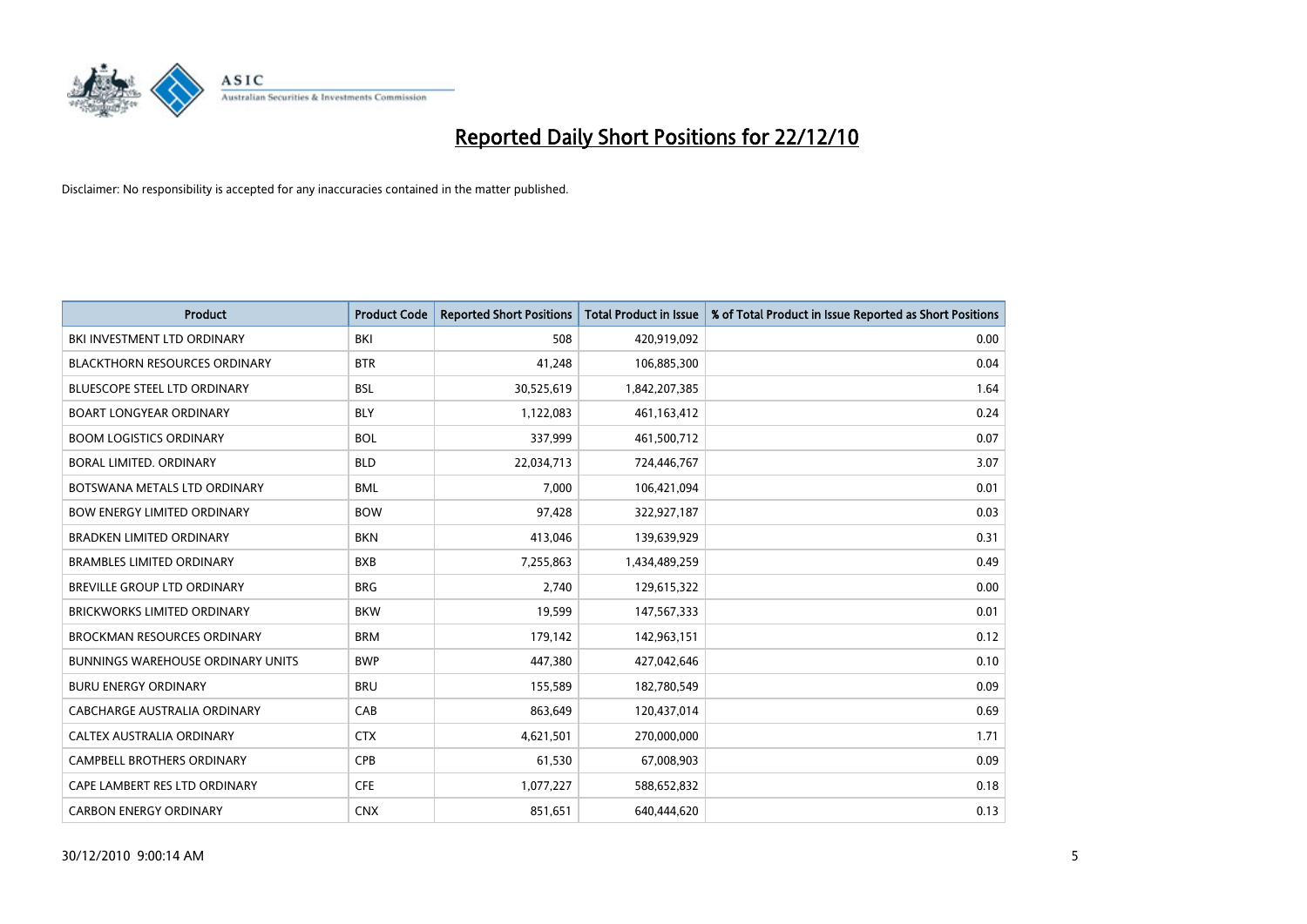# Reported Daily Short Positions for 22/12/10

Disclaimer: No responsibility is accepted for any inaccuracies contained in the matter published.

| Product | Product Code | Reported Short Positions | Total Product in Issue | % of Total Product in Issue Reported as Short Positions |
|---|---|---|---|---|
| BKI INVESTMENT LTD ORDINARY | BKI | 508 | 420,919,092 | 0.00 |
| BLACKTHORN RESOURCES ORDINARY | BTR | 41,248 | 106,885,300 | 0.04 |
| BLUESCOPE STEEL LTD ORDINARY | BSL | 30,525,619 | 1,842,207,385 | 1.64 |
| BOART LONGYEAR ORDINARY | BLY | 1,122,083 | 461,163,412 | 0.24 |
| BOOM LOGISTICS ORDINARY | BOL | 337,999 | 461,500,712 | 0.07 |
| BORAL LIMITED. ORDINARY | BLD | 22,034,713 | 724,446,767 | 3.07 |
| BOTSWANA METALS LTD ORDINARY | BML | 7,000 | 106,421,094 | 0.01 |
| BOW ENERGY LIMITED ORDINARY | BOW | 97,428 | 322,927,187 | 0.03 |
| BRADKEN LIMITED ORDINARY | BKN | 413,046 | 139,639,929 | 0.31 |
| BRAMBLES LIMITED ORDINARY | BXB | 7,255,863 | 1,434,489,259 | 0.49 |
| BREVILLE GROUP LTD ORDINARY | BRG | 2,740 | 129,615,322 | 0.00 |
| BRICKWORKS LIMITED ORDINARY | BKW | 19,599 | 147,567,333 | 0.01 |
| BROCKMAN RESOURCES ORDINARY | BRM | 179,142 | 142,963,151 | 0.12 |
| BUNNINGS WAREHOUSE ORDINARY UNITS | BWP | 447,380 | 427,042,646 | 0.10 |
| BURU ENERGY ORDINARY | BRU | 155,589 | 182,780,549 | 0.09 |
| CABCHARGE AUSTRALIA ORDINARY | CAB | 863,649 | 120,437,014 | 0.69 |
| CALTEX AUSTRALIA ORDINARY | CTX | 4,621,501 | 270,000,000 | 1.71 |
| CAMPBELL BROTHERS ORDINARY | CPB | 61,530 | 67,008,903 | 0.09 |
| CAPE LAMBERT RES LTD ORDINARY | CFE | 1,077,227 | 588,652,832 | 0.18 |
| CARBON ENERGY ORDINARY | CNX | 851,651 | 640,444,620 | 0.13 |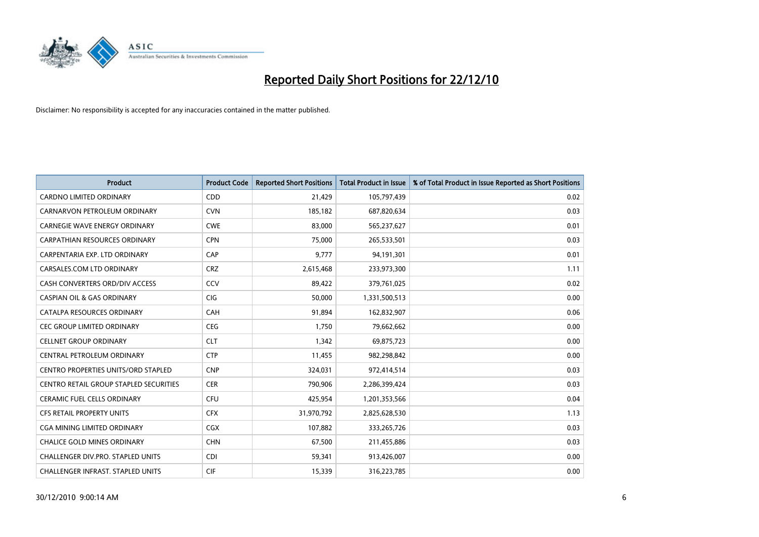# Reported Daily Short Positions for 22/12/10

Disclaimer: No responsibility is accepted for any inaccuracies contained in the matter published.

| Product | Product Code | Reported Short Positions | Total Product in Issue | % of Total Product in Issue Reported as Short Positions |
|---|---|---|---|---|
| CARDNO LIMITED ORDINARY | CDD | 21,429 | 105,797,439 | 0.02 |
| CARNARVON PETROLEUM ORDINARY | CVN | 185,182 | 687,820,634 | 0.03 |
| CARNEGIE WAVE ENERGY ORDINARY | CWE | 83,000 | 565,237,627 | 0.01 |
| CARPATHIAN RESOURCES ORDINARY | CPN | 75,000 | 265,533,501 | 0.03 |
| CARPENTARIA EXP. LTD ORDINARY | CAP | 9,777 | 94,191,301 | 0.01 |
| CARSALES.COM LTD ORDINARY | CRZ | 2,615,468 | 233,973,300 | 1.11 |
| CASH CONVERTERS ORD/DIV ACCESS | CCV | 89,422 | 379,761,025 | 0.02 |
| CASPIAN OIL & GAS ORDINARY | CIG | 50,000 | 1,331,500,513 | 0.00 |
| CATALPA RESOURCES ORDINARY | CAH | 91,894 | 162,832,907 | 0.06 |
| CEC GROUP LIMITED ORDINARY | CEG | 1,750 | 79,662,662 | 0.00 |
| CELLNET GROUP ORDINARY | CLT | 1,342 | 69,875,723 | 0.00 |
| CENTRAL PETROLEUM ORDINARY | CTP | 11,455 | 982,298,842 | 0.00 |
| CENTRO PROPERTIES UNITS/ORD STAPLED | CNP | 324,031 | 972,414,514 | 0.03 |
| CENTRO RETAIL GROUP STAPLED SECURITIES | CER | 790,906 | 2,286,399,424 | 0.03 |
| CERAMIC FUEL CELLS ORDINARY | CFU | 425,954 | 1,201,353,566 | 0.04 |
| CFS RETAIL PROPERTY UNITS | CFX | 31,970,792 | 2,825,628,530 | 1.13 |
| CGA MINING LIMITED ORDINARY | CGX | 107,882 | 333,265,726 | 0.03 |
| CHALICE GOLD MINES ORDINARY | CHN | 67,500 | 211,455,886 | 0.03 |
| CHALLENGER DIV.PRO. STAPLED UNITS | CDI | 59,341 | 913,426,007 | 0.00 |
| CHALLENGER INFRAST. STAPLED UNITS | CIF | 15,339 | 316,223,785 | 0.00 |

30/12/2010 9:00:14 AM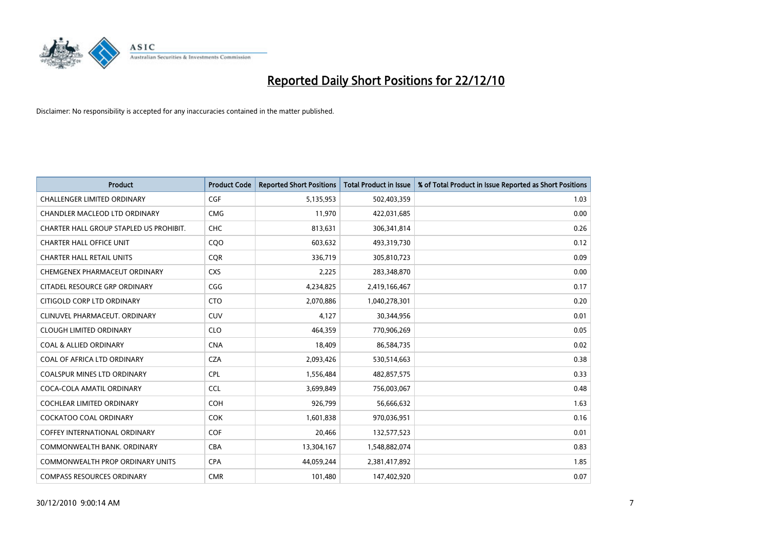# Reported Daily Short Positions for 22/12/10

Disclaimer: No responsibility is accepted for any inaccuracies contained in the matter published.

| Product | Product Code | Reported Short Positions | Total Product in Issue | % of Total Product in Issue Reported as Short Positions |
|---|---|---|---|---|
| CHALLENGER LIMITED ORDINARY | CGF | 5,135,953 | 502,403,359 | 1.03 |
| CHANDLER MACLEOD LTD ORDINARY | CMG | 11,970 | 422,031,685 | 0.00 |
| CHARTER HALL GROUP STAPLED US PROHIBIT. | CHC | 813,631 | 306,341,814 | 0.26 |
| CHARTER HALL OFFICE UNIT | CQO | 603,632 | 493,319,730 | 0.12 |
| CHARTER HALL RETAIL UNITS | CQR | 336,719 | 305,810,723 | 0.09 |
| CHEMGENEX PHARMACEUT ORDINARY | CXS | 2,225 | 283,348,870 | 0.00 |
| CITADEL RESOURCE GRP ORDINARY | CGG | 4,234,825 | 2,419,166,467 | 0.17 |
| CITIGOLD CORP LTD ORDINARY | CTO | 2,070,886 | 1,040,278,301 | 0.20 |
| CLINUVEL PHARMACEUT. ORDINARY | CUV | 4,127 | 30,344,956 | 0.01 |
| CLOUGH LIMITED ORDINARY | CLO | 464,359 | 770,906,269 | 0.05 |
| COAL & ALLIED ORDINARY | CNA | 18,409 | 86,584,735 | 0.02 |
| COAL OF AFRICA LTD ORDINARY | CZA | 2,093,426 | 530,514,663 | 0.38 |
| COALSPUR MINES LTD ORDINARY | CPL | 1,556,484 | 482,857,575 | 0.33 |
| COCA-COLA AMATIL ORDINARY | CCL | 3,699,849 | 756,003,067 | 0.48 |
| COCHLEAR LIMITED ORDINARY | COH | 926,799 | 56,666,632 | 1.63 |
| COCKATOO COAL ORDINARY | COK | 1,601,838 | 970,036,951 | 0.16 |
| COFFEY INTERNATIONAL ORDINARY | COF | 20,466 | 132,577,523 | 0.01 |
| COMMONWEALTH BANK. ORDINARY | CBA | 13,304,167 | 1,548,882,074 | 0.83 |
| COMMONWEALTH PROP ORDINARY UNITS | CPA | 44,059,244 | 2,381,417,892 | 1.85 |
| COMPASS RESOURCES ORDINARY | CMR | 101,480 | 147,402,920 | 0.07 |

30/12/2010 9:00:14 AM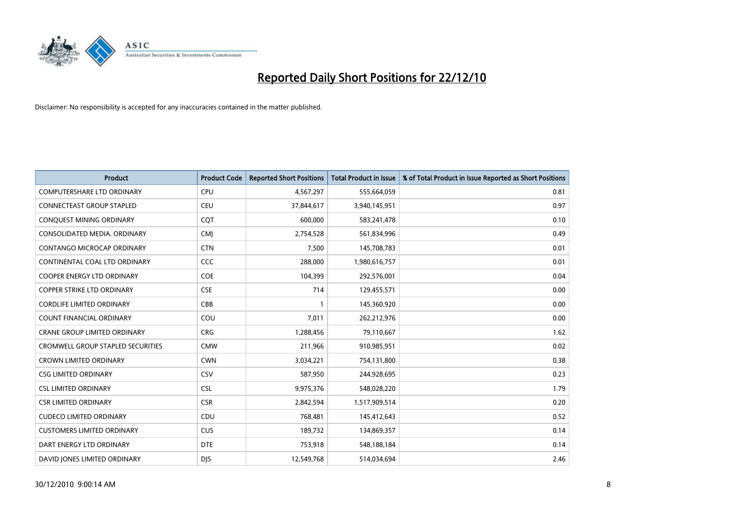# Reported Daily Short Positions for 22/12/10

Disclaimer: No responsibility is accepted for any inaccuracies contained in the matter published.

| Product | Product Code | Reported Short Positions | Total Product in Issue | % of Total Product in Issue Reported as Short Positions |
|---|---|---|---|---|
| COMPUTERSHARE LTD ORDINARY | CPU | 4,567,297 | 555,664,059 | 0.81 |
| CONNECTEAST GROUP STAPLED | CEU | 37,844,617 | 3,940,145,951 | 0.97 |
| CONQUEST MINING ORDINARY | CQT | 600,000 | 583,241,478 | 0.10 |
| CONSOLIDATED MEDIA. ORDINARY | CMJ | 2,754,528 | 561,834,996 | 0.49 |
| CONTANGO MICROCAP ORDINARY | CTN | 7,500 | 145,708,783 | 0.01 |
| CONTINENTAL COAL LTD ORDINARY | CCC | 288,000 | 1,980,616,757 | 0.01 |
| COOPER ENERGY LTD ORDINARY | COE | 104,399 | 292,576,001 | 0.04 |
| COPPER STRIKE LTD ORDINARY | CSE | 714 | 129,455,571 | 0.00 |
| CORDLIFE LIMITED ORDINARY | CBB | 1 | 145,360,920 | 0.00 |
| COUNT FINANCIAL ORDINARY | COU | 7,011 | 262,212,976 | 0.00 |
| CRANE GROUP LIMITED ORDINARY | CRG | 1,288,456 | 79,110,667 | 1.62 |
| CROMWELL GROUP STAPLED SECURITIES | CMW | 211,966 | 910,985,951 | 0.02 |
| CROWN LIMITED ORDINARY | CWN | 3,034,221 | 754,131,800 | 0.38 |
| CSG LIMITED ORDINARY | CSV | 587,950 | 244,928,695 | 0.23 |
| CSL LIMITED ORDINARY | CSL | 9,975,376 | 548,028,220 | 1.79 |
| CSR LIMITED ORDINARY | CSR | 2,842,594 | 1,517,909,514 | 0.20 |
| CUDECO LIMITED ORDINARY | CDU | 768,481 | 145,412,643 | 0.52 |
| CUSTOMERS LIMITED ORDINARY | CUS | 189,732 | 134,869,357 | 0.14 |
| DART ENERGY LTD ORDINARY | DTE | 753,918 | 548,188,184 | 0.14 |
| DAVID JONES LIMITED ORDINARY | DJS | 12,549,768 | 514,034,694 | 2.46 |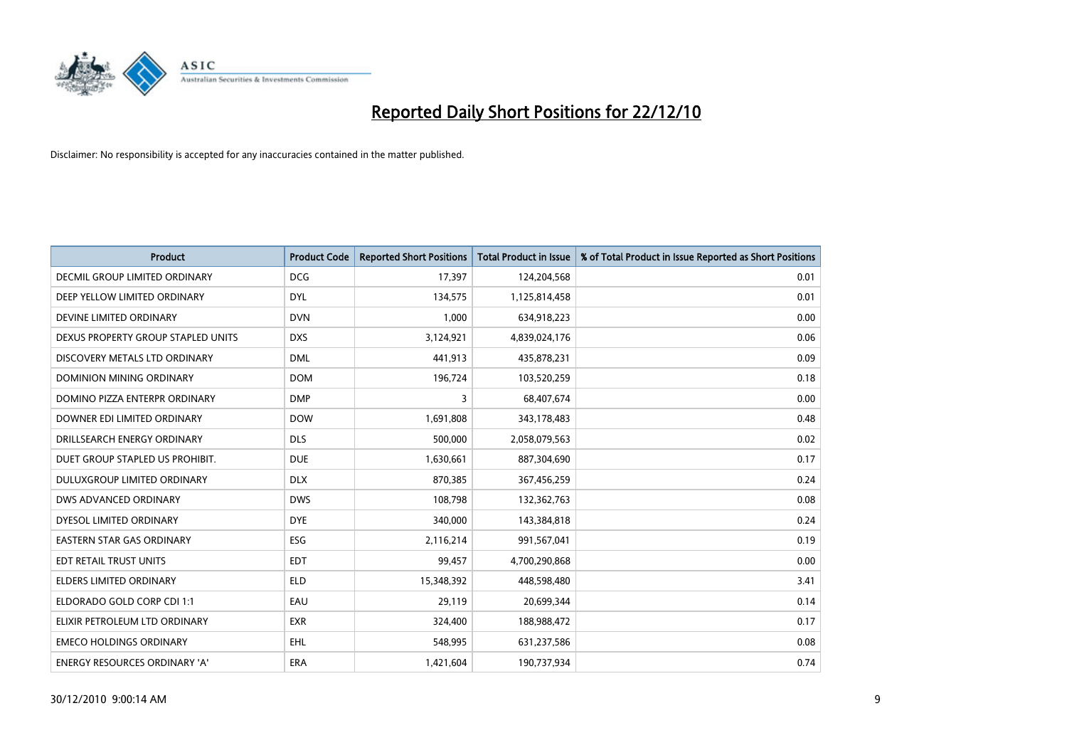# Reported Daily Short Positions for 22/12/10

Disclaimer: No responsibility is accepted for any inaccuracies contained in the matter published.

| Product | Product Code | Reported Short Positions | Total Product in Issue | % of Total Product in Issue Reported as Short Positions |
|---|---|---|---|---|
| DECMIL GROUP LIMITED ORDINARY | DCG | 17,397 | 124,204,568 | 0.01 |
| DEEP YELLOW LIMITED ORDINARY | DYL | 134,575 | 1,125,814,458 | 0.01 |
| DEVINE LIMITED ORDINARY | DVN | 1,000 | 634,918,223 | 0.00 |
| DEXUS PROPERTY GROUP STAPLED UNITS | DXS | 3,124,921 | 4,839,024,176 | 0.06 |
| DISCOVERY METALS LTD ORDINARY | DML | 441,913 | 435,878,231 | 0.09 |
| DOMINION MINING ORDINARY | DOM | 196,724 | 103,520,259 | 0.18 |
| DOMINO PIZZA ENTERPR ORDINARY | DMP | 3 | 68,407,674 | 0.00 |
| DOWNER EDI LIMITED ORDINARY | DOW | 1,691,808 | 343,178,483 | 0.48 |
| DRILLSEARCH ENERGY ORDINARY | DLS | 500,000 | 2,058,079,563 | 0.02 |
| DUET GROUP STAPLED US PROHIBIT. | DUE | 1,630,661 | 887,304,690 | 0.17 |
| DULUXGROUP LIMITED ORDINARY | DLX | 870,385 | 367,456,259 | 0.24 |
| DWS ADVANCED ORDINARY | DWS | 108,798 | 132,362,763 | 0.08 |
| DYESOL LIMITED ORDINARY | DYE | 340,000 | 143,384,818 | 0.24 |
| EASTERN STAR GAS ORDINARY | ESG | 2,116,214 | 991,567,041 | 0.19 |
| EDT RETAIL TRUST UNITS | EDT | 99,457 | 4,700,290,868 | 0.00 |
| ELDERS LIMITED ORDINARY | ELD | 15,348,392 | 448,598,480 | 3.41 |
| ELDORADO GOLD CORP CDI 1:1 | EAU | 29,119 | 20,699,344 | 0.14 |
| ELIXIR PETROLEUM LTD ORDINARY | EXR | 324,400 | 188,988,472 | 0.17 |
| EMECO HOLDINGS ORDINARY | EHL | 548,995 | 631,237,586 | 0.08 |
| ENERGY RESOURCES ORDINARY 'A' | ERA | 1,421,604 | 190,737,934 | 0.74 |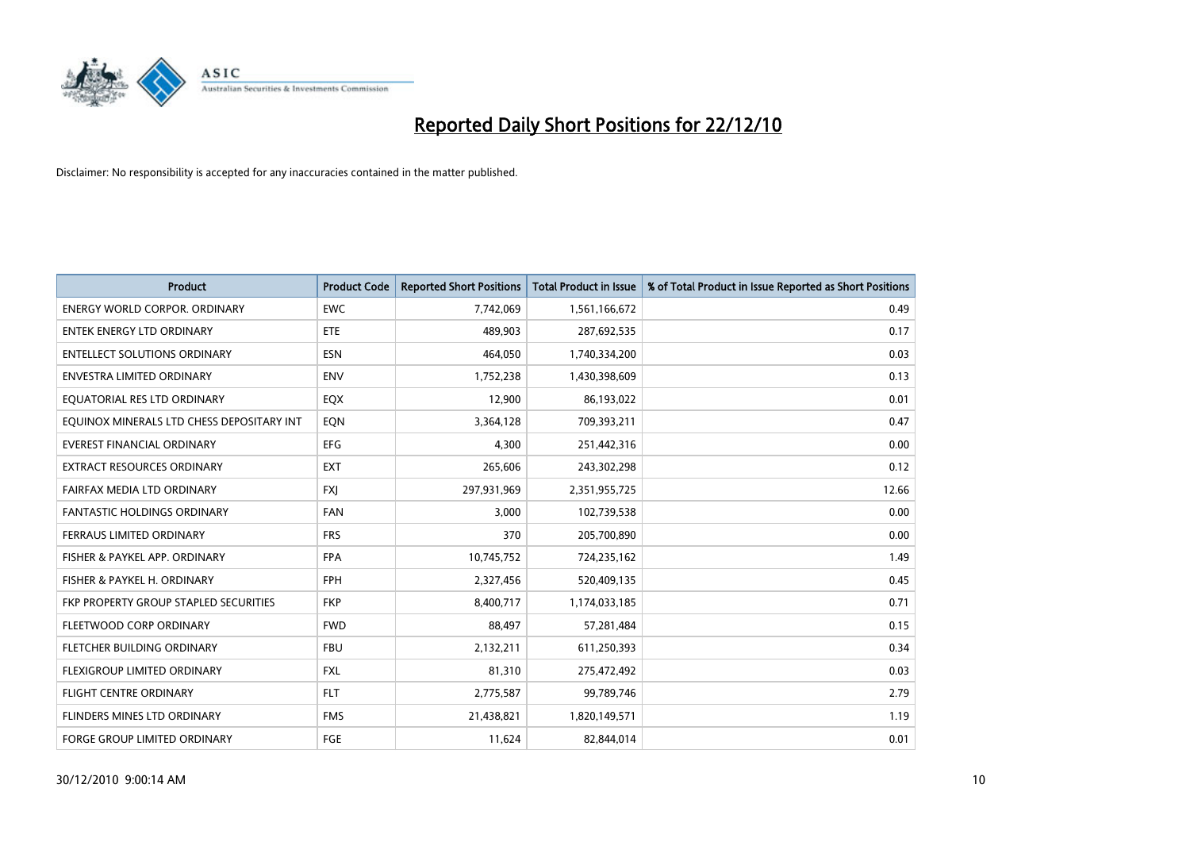# Reported Daily Short Positions for 22/12/10

Disclaimer: No responsibility is accepted for any inaccuracies contained in the matter published.

| Product | Product Code | Reported Short Positions | Total Product in Issue | % of Total Product in Issue Reported as Short Positions |
|---|---|---|---|---|
| ENERGY WORLD CORPOR. ORDINARY | EWC | 7,742,069 | 1,561,166,672 | 0.49 |
| ENTEK ENERGY LTD ORDINARY | ETE | 489,903 | 287,692,535 | 0.17 |
| ENTELLECT SOLUTIONS ORDINARY | ESN | 464,050 | 1,740,334,200 | 0.03 |
| ENVESTRA LIMITED ORDINARY | ENV | 1,752,238 | 1,430,398,609 | 0.13 |
| EQUATORIAL RES LTD ORDINARY | EQX | 12,900 | 86,193,022 | 0.01 |
| EQUINOX MINERALS LTD CHESS DEPOSITARY INT | EQN | 3,364,128 | 709,393,211 | 0.47 |
| EVEREST FINANCIAL ORDINARY | EFG | 4,300 | 251,442,316 | 0.00 |
| EXTRACT RESOURCES ORDINARY | EXT | 265,606 | 243,302,298 | 0.12 |
| FAIRFAX MEDIA LTD ORDINARY | FXJ | 297,931,969 | 2,351,955,725 | 12.66 |
| FANTASTIC HOLDINGS ORDINARY | FAN | 3,000 | 102,739,538 | 0.00 |
| FERRAUS LIMITED ORDINARY | FRS | 370 | 205,700,890 | 0.00 |
| FISHER & PAYKEL APP. ORDINARY | FPA | 10,745,752 | 724,235,162 | 1.49 |
| FISHER & PAYKEL H. ORDINARY | FPH | 2,327,456 | 520,409,135 | 0.45 |
| FKP PROPERTY GROUP STAPLED SECURITIES | FKP | 8,400,717 | 1,174,033,185 | 0.71 |
| FLEETWOOD CORP ORDINARY | FWD | 88,497 | 57,281,484 | 0.15 |
| FLETCHER BUILDING ORDINARY | FBU | 2,132,211 | 611,250,393 | 0.34 |
| FLEXIGROUP LIMITED ORDINARY | FXL | 81,310 | 275,472,492 | 0.03 |
| FLIGHT CENTRE ORDINARY | FLT | 2,775,587 | 99,789,746 | 2.79 |
| FLINDERS MINES LTD ORDINARY | FMS | 21,438,821 | 1,820,149,571 | 1.19 |
| FORGE GROUP LIMITED ORDINARY | FGE | 11,624 | 82,844,014 | 0.01 |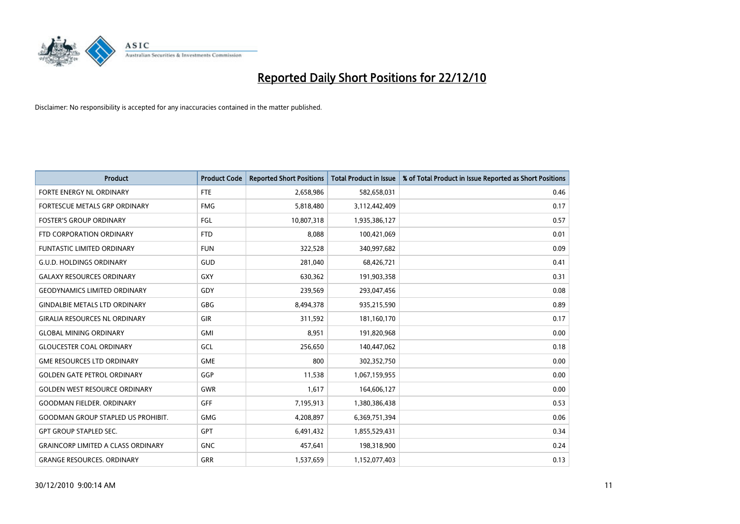# Reported Daily Short Positions for 22/12/10

Disclaimer: No responsibility is accepted for any inaccuracies contained in the matter published.

| Product | Product Code | Reported Short Positions | Total Product in Issue | % of Total Product in Issue Reported as Short Positions |
|---|---|---|---|---|
| FORTE ENERGY NL ORDINARY | FTE | 2,658,986 | 582,658,031 | 0.46 |
| FORTESCUE METALS GRP ORDINARY | FMG | 5,818,480 | 3,112,442,409 | 0.17 |
| FOSTER'S GROUP ORDINARY | FGL | 10,807,318 | 1,935,386,127 | 0.57 |
| FTD CORPORATION ORDINARY | FTD | 8,088 | 100,421,069 | 0.01 |
| FUNTASTIC LIMITED ORDINARY | FUN | 322,528 | 340,997,682 | 0.09 |
| G.U.D. HOLDINGS ORDINARY | GUD | 281,040 | 68,426,721 | 0.41 |
| GALAXY RESOURCES ORDINARY | GXY | 630,362 | 191,903,358 | 0.31 |
| GEODYNAMICS LIMITED ORDINARY | GDY | 239,569 | 293,047,456 | 0.08 |
| GINDALBIE METALS LTD ORDINARY | GBG | 8,494,378 | 935,215,590 | 0.89 |
| GIRALIA RESOURCES NL ORDINARY | GIR | 311,592 | 181,160,170 | 0.17 |
| GLOBAL MINING ORDINARY | GMI | 8,951 | 191,820,968 | 0.00 |
| GLOUCESTER COAL ORDINARY | GCL | 256,650 | 140,447,062 | 0.18 |
| GME RESOURCES LTD ORDINARY | GME | 800 | 302,352,750 | 0.00 |
| GOLDEN GATE PETROL ORDINARY | GGP | 11,538 | 1,067,159,955 | 0.00 |
| GOLDEN WEST RESOURCE ORDINARY | GWR | 1,617 | 164,606,127 | 0.00 |
| GOODMAN FIELDER. ORDINARY | GFF | 7,195,913 | 1,380,386,438 | 0.53 |
| GOODMAN GROUP STAPLED US PROHIBIT. | GMG | 4,208,897 | 6,369,751,394 | 0.06 |
| GPT GROUP STAPLED SEC. | GPT | 6,491,432 | 1,855,529,431 | 0.34 |
| GRAINCORP LIMITED A CLASS ORDINARY | GNC | 457,641 | 198,318,900 | 0.24 |
| GRANGE RESOURCES. ORDINARY | GRR | 1,537,659 | 1,152,077,403 | 0.13 |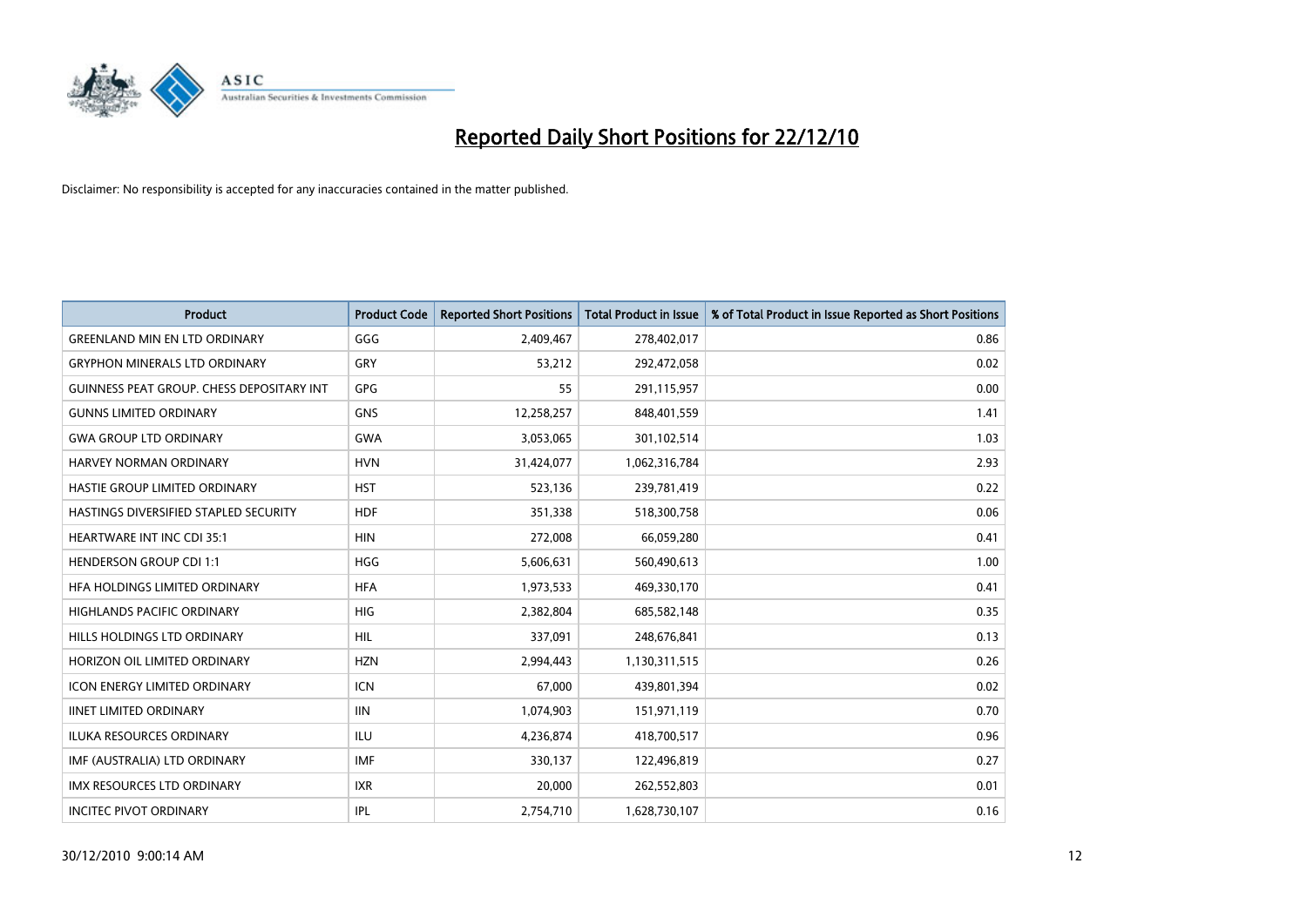# Reported Daily Short Positions for 22/12/10

Disclaimer: No responsibility is accepted for any inaccuracies contained in the matter published.

| Product | Product Code | Reported Short Positions | Total Product in Issue | % of Total Product in Issue Reported as Short Positions |
|---|---|---|---|---|
| GREENLAND MIN EN LTD ORDINARY | GGG | 2,409,467 | 278,402,017 | 0.86 |
| GRYPHON MINERALS LTD ORDINARY | GRY | 53,212 | 292,472,058 | 0.02 |
| GUINNESS PEAT GROUP. CHESS DEPOSITARY INT | GPG | 55 | 291,115,957 | 0.00 |
| GUNNS LIMITED ORDINARY | GNS | 12,258,257 | 848,401,559 | 1.41 |
| GWA GROUP LTD ORDINARY | GWA | 3,053,065 | 301,102,514 | 1.03 |
| HARVEY NORMAN ORDINARY | HVN | 31,424,077 | 1,062,316,784 | 2.93 |
| HASTIE GROUP LIMITED ORDINARY | HST | 523,136 | 239,781,419 | 0.22 |
| HASTINGS DIVERSIFIED STAPLED SECURITY | HDF | 351,338 | 518,300,758 | 0.06 |
| HEARTWARE INT INC CDI 35:1 | HIN | 272,008 | 66,059,280 | 0.41 |
| HENDERSON GROUP CDI 1:1 | HGG | 5,606,631 | 560,490,613 | 1.00 |
| HFA HOLDINGS LIMITED ORDINARY | HFA | 1,973,533 | 469,330,170 | 0.41 |
| HIGHLANDS PACIFIC ORDINARY | HIG | 2,382,804 | 685,582,148 | 0.35 |
| HILLS HOLDINGS LTD ORDINARY | HIL | 337,091 | 248,676,841 | 0.13 |
| HORIZON OIL LIMITED ORDINARY | HZN | 2,994,443 | 1,130,311,515 | 0.26 |
| ICON ENERGY LIMITED ORDINARY | ICN | 67,000 | 439,801,394 | 0.02 |
| IINET LIMITED ORDINARY | IIN | 1,074,903 | 151,971,119 | 0.70 |
| ILUKA RESOURCES ORDINARY | ILU | 4,236,874 | 418,700,517 | 0.96 |
| IMF (AUSTRALIA) LTD ORDINARY | IMF | 330,137 | 122,496,819 | 0.27 |
| IMX RESOURCES LTD ORDINARY | IXR | 20,000 | 262,552,803 | 0.01 |
| INCITEC PIVOT ORDINARY | IPL | 2,754,710 | 1,628,730,107 | 0.16 |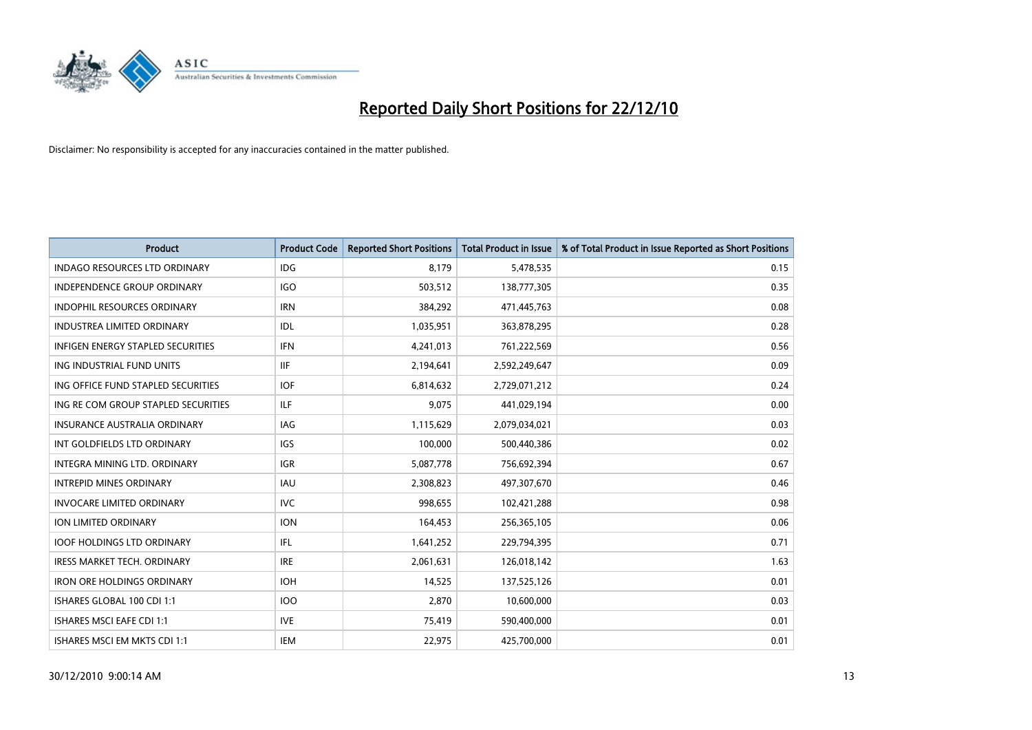# Reported Daily Short Positions for 22/12/10

Disclaimer: No responsibility is accepted for any inaccuracies contained in the matter published.

| Product | Product Code | Reported Short Positions | Total Product in Issue | % of Total Product in Issue Reported as Short Positions |
|---|---|---|---|---|
| INDAGO RESOURCES LTD ORDINARY | IDG | 8,179 | 5,478,535 | 0.15 |
| INDEPENDENCE GROUP ORDINARY | IGO | 503,512 | 138,777,305 | 0.35 |
| INDOPHIL RESOURCES ORDINARY | IRN | 384,292 | 471,445,763 | 0.08 |
| INDUSTREA LIMITED ORDINARY | IDL | 1,035,951 | 363,878,295 | 0.28 |
| INFIGEN ENERGY STAPLED SECURITIES | IFN | 4,241,013 | 761,222,569 | 0.56 |
| ING INDUSTRIAL FUND UNITS | IIF | 2,194,641 | 2,592,249,647 | 0.09 |
| ING OFFICE FUND STAPLED SECURITIES | IOF | 6,814,632 | 2,729,071,212 | 0.24 |
| ING RE COM GROUP STAPLED SECURITIES | ILF | 9,075 | 441,029,194 | 0.00 |
| INSURANCE AUSTRALIA ORDINARY | IAG | 1,115,629 | 2,079,034,021 | 0.03 |
| INT GOLDFIELDS LTD ORDINARY | IGS | 100,000 | 500,440,386 | 0.02 |
| INTEGRA MINING LTD. ORDINARY | IGR | 5,087,778 | 756,692,394 | 0.67 |
| INTREPID MINES ORDINARY | IAU | 2,308,823 | 497,307,670 | 0.46 |
| INVOCARE LIMITED ORDINARY | IVC | 998,655 | 102,421,288 | 0.98 |
| ION LIMITED ORDINARY | ION | 164,453 | 256,365,105 | 0.06 |
| IOOF HOLDINGS LTD ORDINARY | IFL | 1,641,252 | 229,794,395 | 0.71 |
| IRESS MARKET TECH. ORDINARY | IRE | 2,061,631 | 126,018,142 | 1.63 |
| IRON ORE HOLDINGS ORDINARY | IOH | 14,525 | 137,525,126 | 0.01 |
| ISHARES GLOBAL 100 CDI 1:1 | IOO | 2,870 | 10,600,000 | 0.03 |
| ISHARES MSCI EAFE CDI 1:1 | IVE | 75,419 | 590,400,000 | 0.01 |
| ISHARES MSCI EM MKTS CDI 1:1 | IEM | 22,975 | 425,700,000 | 0.01 |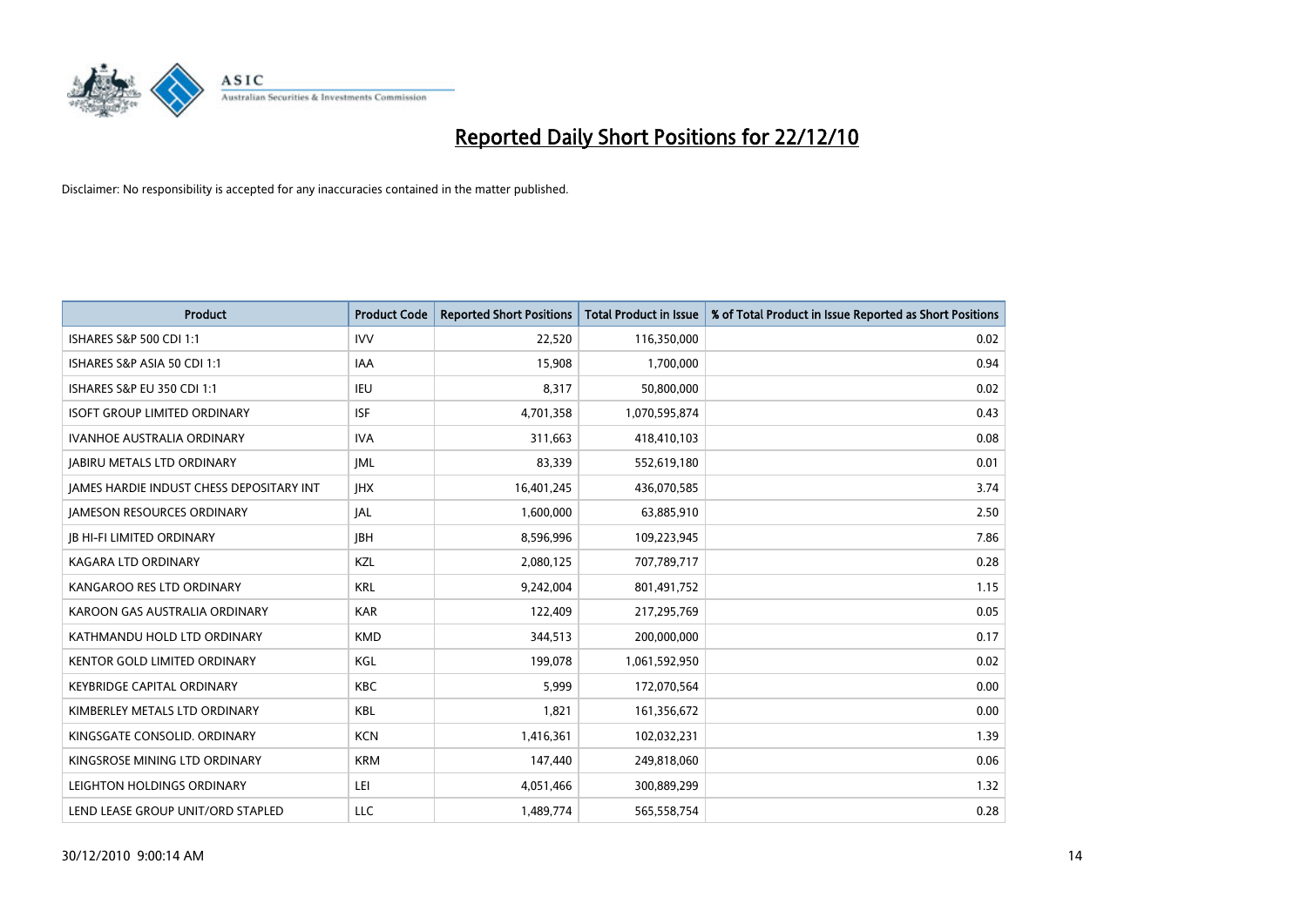# Reported Daily Short Positions for 22/12/10

Disclaimer: No responsibility is accepted for any inaccuracies contained in the matter published.

| Product | Product Code | Reported Short Positions | Total Product in Issue | % of Total Product in Issue Reported as Short Positions |
|---|---|---|---|---|
| ISHARES S&P 500 CDI 1:1 | IVV | 22,520 | 116,350,000 | 0.02 |
| ISHARES S&P ASIA 50 CDI 1:1 | IAA | 15,908 | 1,700,000 | 0.94 |
| ISHARES S&P EU 350 CDI 1:1 | IEU | 8,317 | 50,800,000 | 0.02 |
| ISOFT GROUP LIMITED ORDINARY | ISF | 4,701,358 | 1,070,595,874 | 0.43 |
| IVANHOE AUSTRALIA ORDINARY | IVA | 311,663 | 418,410,103 | 0.08 |
| JABIRU METALS LTD ORDINARY | JML | 83,339 | 552,619,180 | 0.01 |
| JAMES HARDIE INDUST CHESS DEPOSITARY INT | JHX | 16,401,245 | 436,070,585 | 3.74 |
| JAMESON RESOURCES ORDINARY | JAL | 1,600,000 | 63,885,910 | 2.50 |
| JB HI-FI LIMITED ORDINARY | JBH | 8,596,996 | 109,223,945 | 7.86 |
| KAGARA LTD ORDINARY | KZL | 2,080,125 | 707,789,717 | 0.28 |
| KANGAROO RES LTD ORDINARY | KRL | 9,242,004 | 801,491,752 | 1.15 |
| KAROON GAS AUSTRALIA ORDINARY | KAR | 122,409 | 217,295,769 | 0.05 |
| KATHMANDU HOLD LTD ORDINARY | KMD | 344,513 | 200,000,000 | 0.17 |
| KENTOR GOLD LIMITED ORDINARY | KGL | 199,078 | 1,061,592,950 | 0.02 |
| KEYBRIDGE CAPITAL ORDINARY | KBC | 5,999 | 172,070,564 | 0.00 |
| KIMBERLEY METALS LTD ORDINARY | KBL | 1,821 | 161,356,672 | 0.00 |
| KINGSGATE CONSOLID. ORDINARY | KCN | 1,416,361 | 102,032,231 | 1.39 |
| KINGSROSE MINING LTD ORDINARY | KRM | 147,440 | 249,818,060 | 0.06 |
| LEIGHTON HOLDINGS ORDINARY | LEI | 4,051,466 | 300,889,299 | 1.32 |
| LEND LEASE GROUP UNIT/ORD STAPLED | LLC | 1,489,774 | 565,558,754 | 0.28 |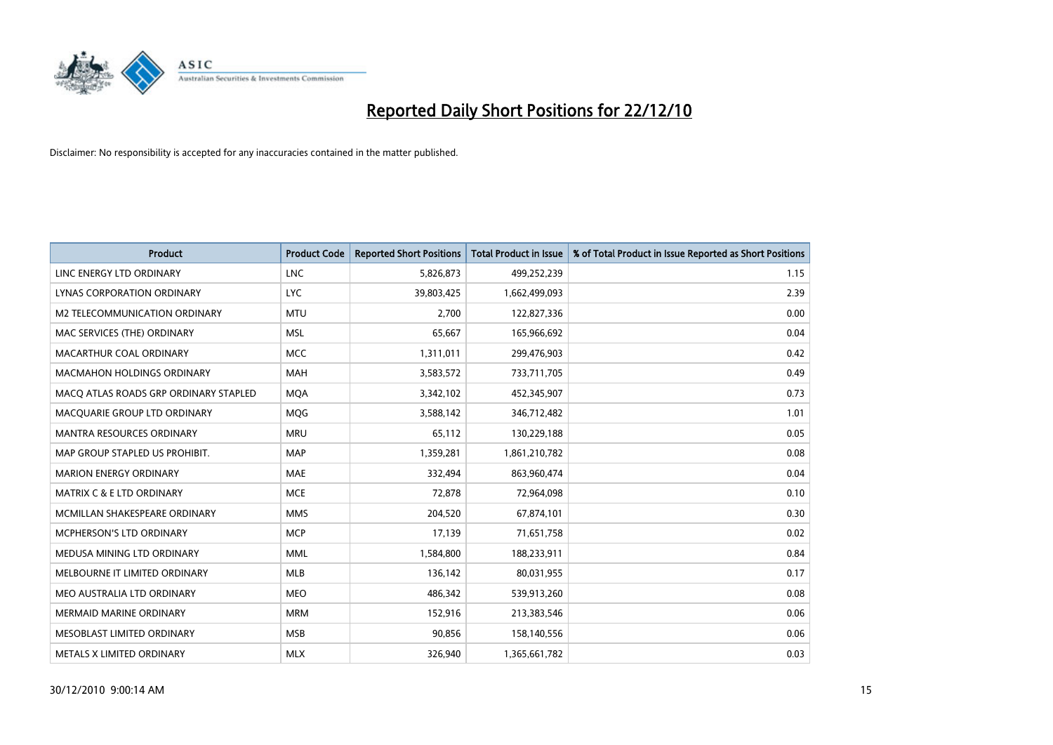# Reported Daily Short Positions for 22/12/10

Disclaimer: No responsibility is accepted for any inaccuracies contained in the matter published.

| Product | Product Code | Reported Short Positions | Total Product in Issue | % of Total Product in Issue Reported as Short Positions |
|---|---|---|---|---|
| LINC ENERGY LTD ORDINARY | LNC | 5,826,873 | 499,252,239 | 1.15 |
| LYNAS CORPORATION ORDINARY | LYC | 39,803,425 | 1,662,499,093 | 2.39 |
| M2 TELECOMMUNICATION ORDINARY | MTU | 2,700 | 122,827,336 | 0.00 |
| MAC SERVICES (THE) ORDINARY | MSL | 65,667 | 165,966,692 | 0.04 |
| MACARTHUR COAL ORDINARY | MCC | 1,311,011 | 299,476,903 | 0.42 |
| MACMAHON HOLDINGS ORDINARY | MAH | 3,583,572 | 733,711,705 | 0.49 |
| MACQ ATLAS ROADS GRP ORDINARY STAPLED | MQA | 3,342,102 | 452,345,907 | 0.73 |
| MACQUARIE GROUP LTD ORDINARY | MQG | 3,588,142 | 346,712,482 | 1.01 |
| MANTRA RESOURCES ORDINARY | MRU | 65,112 | 130,229,188 | 0.05 |
| MAP GROUP STAPLED US PROHIBIT. | MAP | 1,359,281 | 1,861,210,782 | 0.08 |
| MARION ENERGY ORDINARY | MAE | 332,494 | 863,960,474 | 0.04 |
| MATRIX C & E LTD ORDINARY | MCE | 72,878 | 72,964,098 | 0.10 |
| MCMILLAN SHAKESPEARE ORDINARY | MMS | 204,520 | 67,874,101 | 0.30 |
| MCPHERSON'S LTD ORDINARY | MCP | 17,139 | 71,651,758 | 0.02 |
| MEDUSA MINING LTD ORDINARY | MML | 1,584,800 | 188,233,911 | 0.84 |
| MELBOURNE IT LIMITED ORDINARY | MLB | 136,142 | 80,031,955 | 0.17 |
| MEO AUSTRALIA LTD ORDINARY | MEO | 486,342 | 539,913,260 | 0.08 |
| MERMAID MARINE ORDINARY | MRM | 152,916 | 213,383,546 | 0.06 |
| MESOBLAST LIMITED ORDINARY | MSB | 90,856 | 158,140,556 | 0.06 |
| METALS X LIMITED ORDINARY | MLX | 326,940 | 1,365,661,782 | 0.03 |

30/12/2010 9:00:14 AM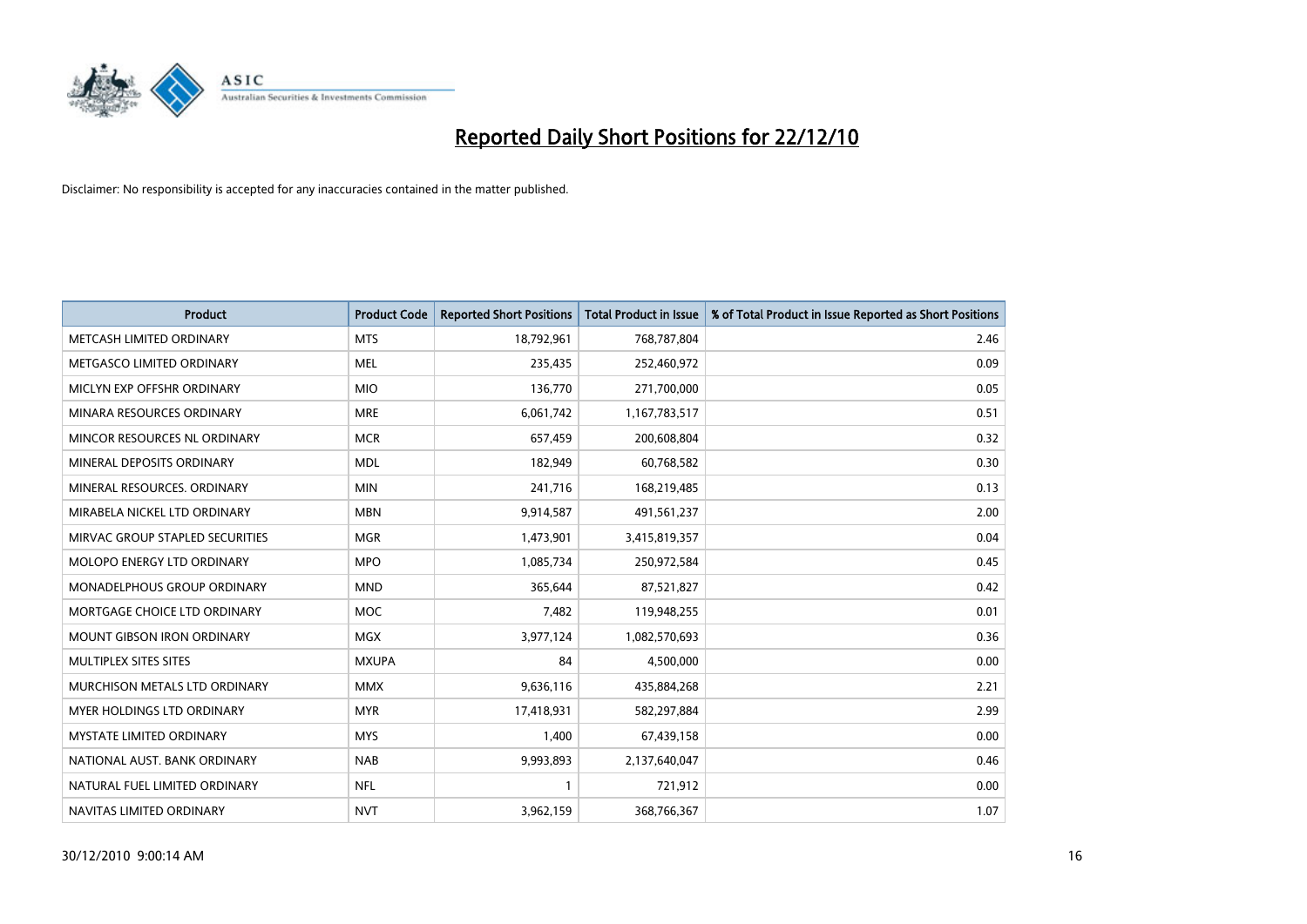# Reported Daily Short Positions for 22/12/10

Disclaimer: No responsibility is accepted for any inaccuracies contained in the matter published.

| Product | Product Code | Reported Short Positions | Total Product in Issue | % of Total Product in Issue Reported as Short Positions |
|---|---|---|---|---|
| METCASH LIMITED ORDINARY | MTS | 18,792,961 | 768,787,804 | 2.46 |
| METGASCO LIMITED ORDINARY | MEL | 235,435 | 252,460,972 | 0.09 |
| MICLYN EXP OFFSHR ORDINARY | MIO | 136,770 | 271,700,000 | 0.05 |
| MINARA RESOURCES ORDINARY | MRE | 6,061,742 | 1,167,783,517 | 0.51 |
| MINCOR RESOURCES NL ORDINARY | MCR | 657,459 | 200,608,804 | 0.32 |
| MINERAL DEPOSITS ORDINARY | MDL | 182,949 | 60,768,582 | 0.30 |
| MINERAL RESOURCES. ORDINARY | MIN | 241,716 | 168,219,485 | 0.13 |
| MIRABELA NICKEL LTD ORDINARY | MBN | 9,914,587 | 491,561,237 | 2.00 |
| MIRVAC GROUP STAPLED SECURITIES | MGR | 1,473,901 | 3,415,819,357 | 0.04 |
| MOLOPO ENERGY LTD ORDINARY | MPO | 1,085,734 | 250,972,584 | 0.45 |
| MONADELPHOUS GROUP ORDINARY | MND | 365,644 | 87,521,827 | 0.42 |
| MORTGAGE CHOICE LTD ORDINARY | MOC | 7,482 | 119,948,255 | 0.01 |
| MOUNT GIBSON IRON ORDINARY | MGX | 3,977,124 | 1,082,570,693 | 0.36 |
| MULTIPLEX SITES SITES | MXUPA | 84 | 4,500,000 | 0.00 |
| MURCHISON METALS LTD ORDINARY | MMX | 9,636,116 | 435,884,268 | 2.21 |
| MYER HOLDINGS LTD ORDINARY | MYR | 17,418,931 | 582,297,884 | 2.99 |
| MYSTATE LIMITED ORDINARY | MYS | 1,400 | 67,439,158 | 0.00 |
| NATIONAL AUST. BANK ORDINARY | NAB | 9,993,893 | 2,137,640,047 | 0.46 |
| NATURAL FUEL LIMITED ORDINARY | NFL | 1 | 721,912 | 0.00 |
| NAVITAS LIMITED ORDINARY | NVT | 3,962,159 | 368,766,367 | 1.07 |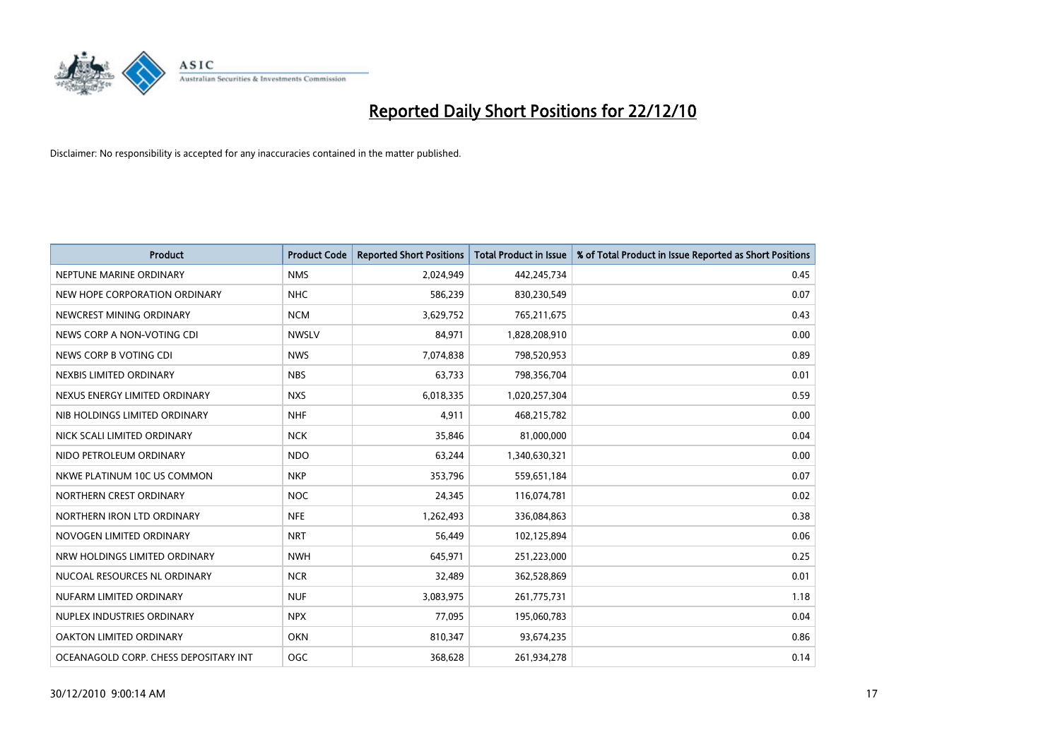# Reported Daily Short Positions for 22/12/10

Disclaimer: No responsibility is accepted for any inaccuracies contained in the matter published.

| Product | Product Code | Reported Short Positions | Total Product in Issue | % of Total Product in Issue Reported as Short Positions |
|---|---|---|---|---|
| NEPTUNE MARINE ORDINARY | NMS | 2,024,949 | 442,245,734 | 0.45 |
| NEW HOPE CORPORATION ORDINARY | NHC | 586,239 | 830,230,549 | 0.07 |
| NEWCREST MINING ORDINARY | NCM | 3,629,752 | 765,211,675 | 0.43 |
| NEWS CORP A NON-VOTING CDI | NWSLV | 84,971 | 1,828,208,910 | 0.00 |
| NEWS CORP B VOTING CDI | NWS | 7,074,838 | 798,520,953 | 0.89 |
| NEXBIS LIMITED ORDINARY | NBS | 63,733 | 798,356,704 | 0.01 |
| NEXUS ENERGY LIMITED ORDINARY | NXS | 6,018,335 | 1,020,257,304 | 0.59 |
| NIB HOLDINGS LIMITED ORDINARY | NHF | 4,911 | 468,215,782 | 0.00 |
| NICK SCALI LIMITED ORDINARY | NCK | 35,846 | 81,000,000 | 0.04 |
| NIDO PETROLEUM ORDINARY | NDO | 63,244 | 1,340,630,321 | 0.00 |
| NKWE PLATINUM 10C US COMMON | NKP | 353,796 | 559,651,184 | 0.07 |
| NORTHERN CREST ORDINARY | NOC | 24,345 | 116,074,781 | 0.02 |
| NORTHERN IRON LTD ORDINARY | NFE | 1,262,493 | 336,084,863 | 0.38 |
| NOVOGEN LIMITED ORDINARY | NRT | 56,449 | 102,125,894 | 0.06 |
| NRW HOLDINGS LIMITED ORDINARY | NWH | 645,971 | 251,223,000 | 0.25 |
| NUCOAL RESOURCES NL ORDINARY | NCR | 32,489 | 362,528,869 | 0.01 |
| NUFARM LIMITED ORDINARY | NUF | 3,083,975 | 261,775,731 | 1.18 |
| NUPLEX INDUSTRIES ORDINARY | NPX | 77,095 | 195,060,783 | 0.04 |
| OAKTON LIMITED ORDINARY | OKN | 810,347 | 93,674,235 | 0.86 |
| OCEANAGOLD CORP. CHESS DEPOSITARY INT | OGC | 368,628 | 261,934,278 | 0.14 |

30/12/2010 9:00:14 AM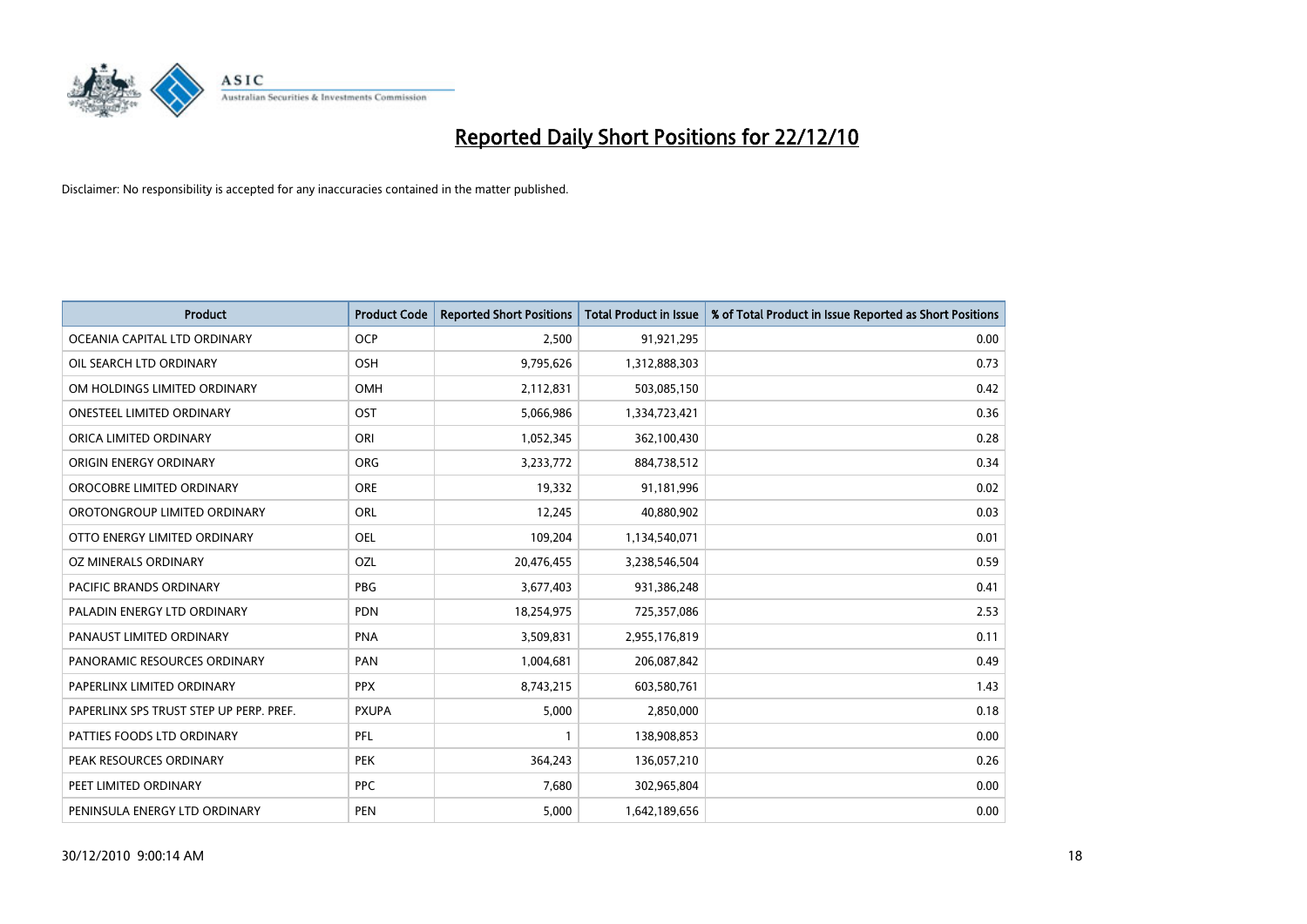# Reported Daily Short Positions for 22/12/10

Disclaimer: No responsibility is accepted for any inaccuracies contained in the matter published.

| Product | Product Code | Reported Short Positions | Total Product in Issue | % of Total Product in Issue Reported as Short Positions |
|---|---|---|---|---|
| OCEANIA CAPITAL LTD ORDINARY | OCP | 2,500 | 91,921,295 | 0.00 |
| OIL SEARCH LTD ORDINARY | OSH | 9,795,626 | 1,312,888,303 | 0.73 |
| OM HOLDINGS LIMITED ORDINARY | OMH | 2,112,831 | 503,085,150 | 0.42 |
| ONESTEEL LIMITED ORDINARY | OST | 5,066,986 | 1,334,723,421 | 0.36 |
| ORICA LIMITED ORDINARY | ORI | 1,052,345 | 362,100,430 | 0.28 |
| ORIGIN ENERGY ORDINARY | ORG | 3,233,772 | 884,738,512 | 0.34 |
| OROCOBRE LIMITED ORDINARY | ORE | 19,332 | 91,181,996 | 0.02 |
| OROTONGROUP LIMITED ORDINARY | ORL | 12,245 | 40,880,902 | 0.03 |
| OTTO ENERGY LIMITED ORDINARY | OEL | 109,204 | 1,134,540,071 | 0.01 |
| OZ MINERALS ORDINARY | OZL | 20,476,455 | 3,238,546,504 | 0.59 |
| PACIFIC BRANDS ORDINARY | PBG | 3,677,403 | 931,386,248 | 0.41 |
| PALADIN ENERGY LTD ORDINARY | PDN | 18,254,975 | 725,357,086 | 2.53 |
| PANAUST LIMITED ORDINARY | PNA | 3,509,831 | 2,955,176,819 | 0.11 |
| PANORAMIC RESOURCES ORDINARY | PAN | 1,004,681 | 206,087,842 | 0.49 |
| PAPERLINX LIMITED ORDINARY | PPX | 8,743,215 | 603,580,761 | 1.43 |
| PAPERLINX SPS TRUST STEP UP PERP. PREF. | PXUPA | 5,000 | 2,850,000 | 0.18 |
| PATTIES FOODS LTD ORDINARY | PFL | 1 | 138,908,853 | 0.00 |
| PEAK RESOURCES ORDINARY | PEK | 364,243 | 136,057,210 | 0.26 |
| PEET LIMITED ORDINARY | PPC | 7,680 | 302,965,804 | 0.00 |
| PENINSULA ENERGY LTD ORDINARY | PEN | 5,000 | 1,642,189,656 | 0.00 |

30/12/2010 9:00:14 AM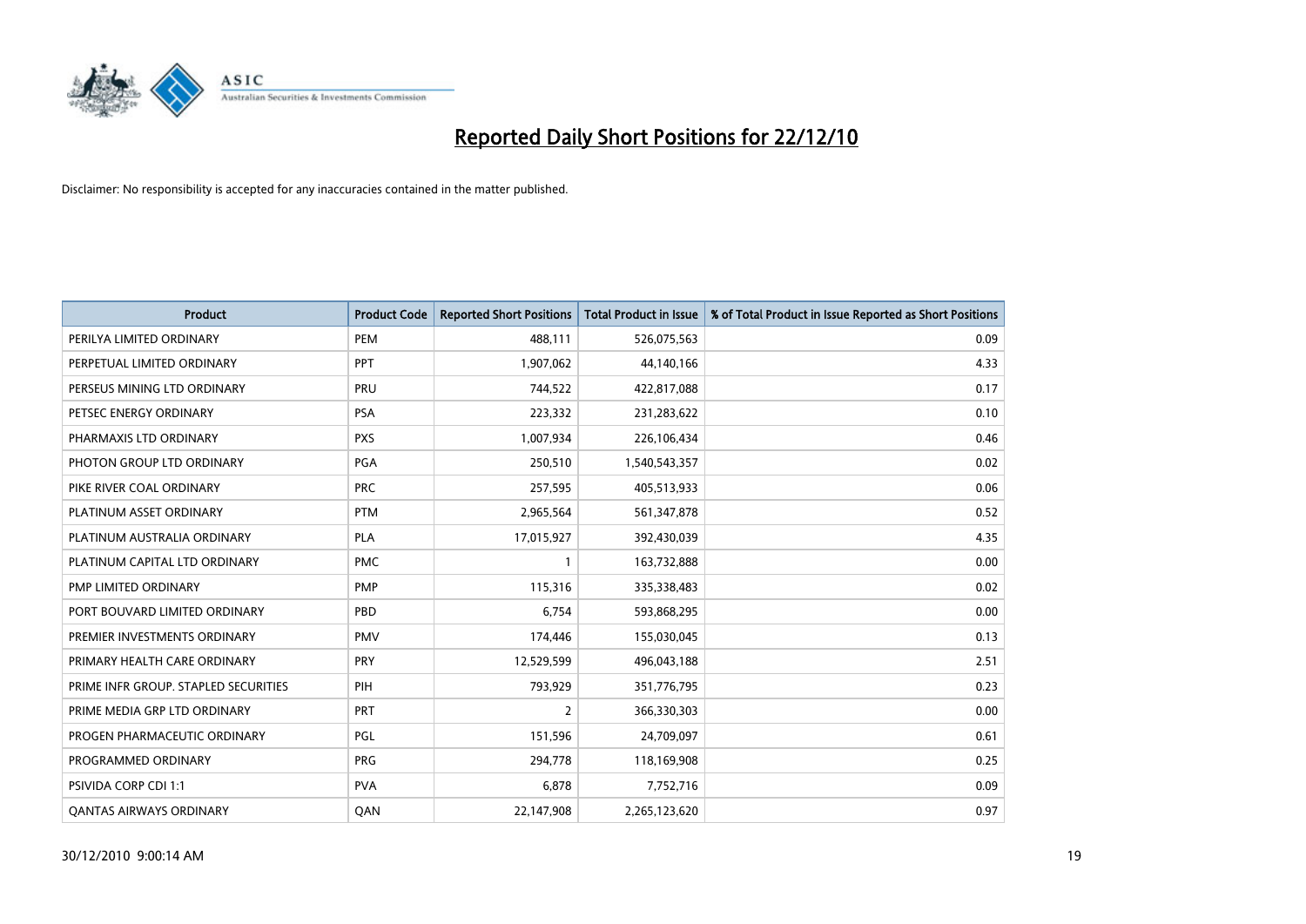# Reported Daily Short Positions for 22/12/10

Disclaimer: No responsibility is accepted for any inaccuracies contained in the matter published.

| Product | Product Code | Reported Short Positions | Total Product in Issue | % of Total Product in Issue Reported as Short Positions |
|---|---|---|---|---|
| PERILYA LIMITED ORDINARY | PEM | 488,111 | 526,075,563 | 0.09 |
| PERPETUAL LIMITED ORDINARY | PPT | 1,907,062 | 44,140,166 | 4.33 |
| PERSEUS MINING LTD ORDINARY | PRU | 744,522 | 422,817,088 | 0.17 |
| PETSEC ENERGY ORDINARY | PSA | 223,332 | 231,283,622 | 0.10 |
| PHARMAXIS LTD ORDINARY | PXS | 1,007,934 | 226,106,434 | 0.46 |
| PHOTON GROUP LTD ORDINARY | PGA | 250,510 | 1,540,543,357 | 0.02 |
| PIKE RIVER COAL ORDINARY | PRC | 257,595 | 405,513,933 | 0.06 |
| PLATINUM ASSET ORDINARY | PTM | 2,965,564 | 561,347,878 | 0.52 |
| PLATINUM AUSTRALIA ORDINARY | PLA | 17,015,927 | 392,430,039 | 4.35 |
| PLATINUM CAPITAL LTD ORDINARY | PMC | 1 | 163,732,888 | 0.00 |
| PMP LIMITED ORDINARY | PMP | 115,316 | 335,338,483 | 0.02 |
| PORT BOUVARD LIMITED ORDINARY | PBD | 6,754 | 593,868,295 | 0.00 |
| PREMIER INVESTMENTS ORDINARY | PMV | 174,446 | 155,030,045 | 0.13 |
| PRIMARY HEALTH CARE ORDINARY | PRY | 12,529,599 | 496,043,188 | 2.51 |
| PRIME INFR GROUP. STAPLED SECURITIES | PIH | 793,929 | 351,776,795 | 0.23 |
| PRIME MEDIA GRP LTD ORDINARY | PRT | 2 | 366,330,303 | 0.00 |
| PROGEN PHARMACEUTIC ORDINARY | PGL | 151,596 | 24,709,097 | 0.61 |
| PROGRAMMED ORDINARY | PRG | 294,778 | 118,169,908 | 0.25 |
| PSIVIDA CORP CDI 1:1 | PVA | 6,878 | 7,752,716 | 0.09 |
| QANTAS AIRWAYS ORDINARY | QAN | 22,147,908 | 2,265,123,620 | 0.97 |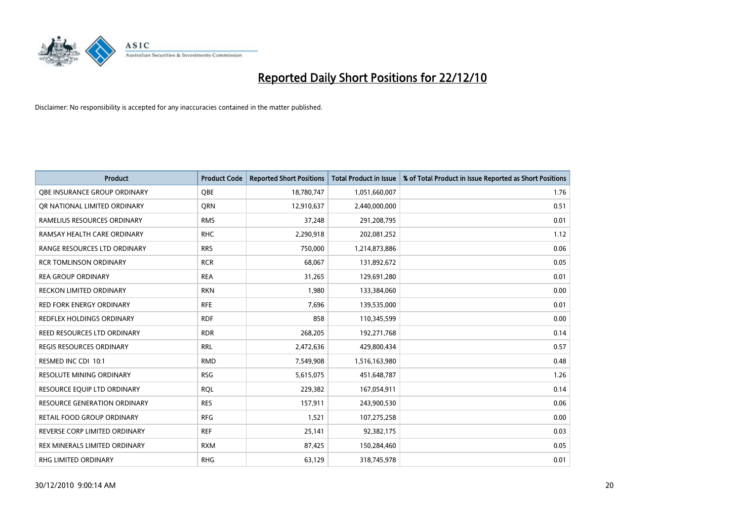# Reported Daily Short Positions for 22/12/10

Disclaimer: No responsibility is accepted for any inaccuracies contained in the matter published.

| Product | Product Code | Reported Short Positions | Total Product in Issue | % of Total Product in Issue Reported as Short Positions |
|---|---|---|---|---|
| QBE INSURANCE GROUP ORDINARY | QBE | 18,780,747 | 1,051,660,007 | 1.76 |
| QR NATIONAL LIMITED ORDINARY | QRN | 12,910,637 | 2,440,000,000 | 0.51 |
| RAMELIUS RESOURCES ORDINARY | RMS | 37,248 | 291,208,795 | 0.01 |
| RAMSAY HEALTH CARE ORDINARY | RHC | 2,290,918 | 202,081,252 | 1.12 |
| RANGE RESOURCES LTD ORDINARY | RRS | 750,000 | 1,214,873,886 | 0.06 |
| RCR TOMLINSON ORDINARY | RCR | 68,067 | 131,892,672 | 0.05 |
| REA GROUP ORDINARY | REA | 31,265 | 129,691,280 | 0.01 |
| RECKON LIMITED ORDINARY | RKN | 1,980 | 133,384,060 | 0.00 |
| RED FORK ENERGY ORDINARY | RFE | 7,696 | 139,535,000 | 0.01 |
| REDFLEX HOLDINGS ORDINARY | RDF | 858 | 110,345,599 | 0.00 |
| REED RESOURCES LTD ORDINARY | RDR | 268,205 | 192,271,768 | 0.14 |
| REGIS RESOURCES ORDINARY | RRL | 2,472,636 | 429,800,434 | 0.57 |
| RESMED INC CDI 10:1 | RMD | 7,549,908 | 1,516,163,980 | 0.48 |
| RESOLUTE MINING ORDINARY | RSG | 5,615,075 | 451,648,787 | 1.26 |
| RESOURCE EQUIP LTD ORDINARY | RQL | 229,382 | 167,054,911 | 0.14 |
| RESOURCE GENERATION ORDINARY | RES | 157,911 | 243,900,530 | 0.06 |
| RETAIL FOOD GROUP ORDINARY | RFG | 1,521 | 107,275,258 | 0.00 |
| REVERSE CORP LIMITED ORDINARY | REF | 25,141 | 92,382,175 | 0.03 |
| REX MINERALS LIMITED ORDINARY | RXM | 87,425 | 150,284,460 | 0.05 |
| RHG LIMITED ORDINARY | RHG | 63,129 | 318,745,978 | 0.01 |

30/12/2010 9:00:14 AM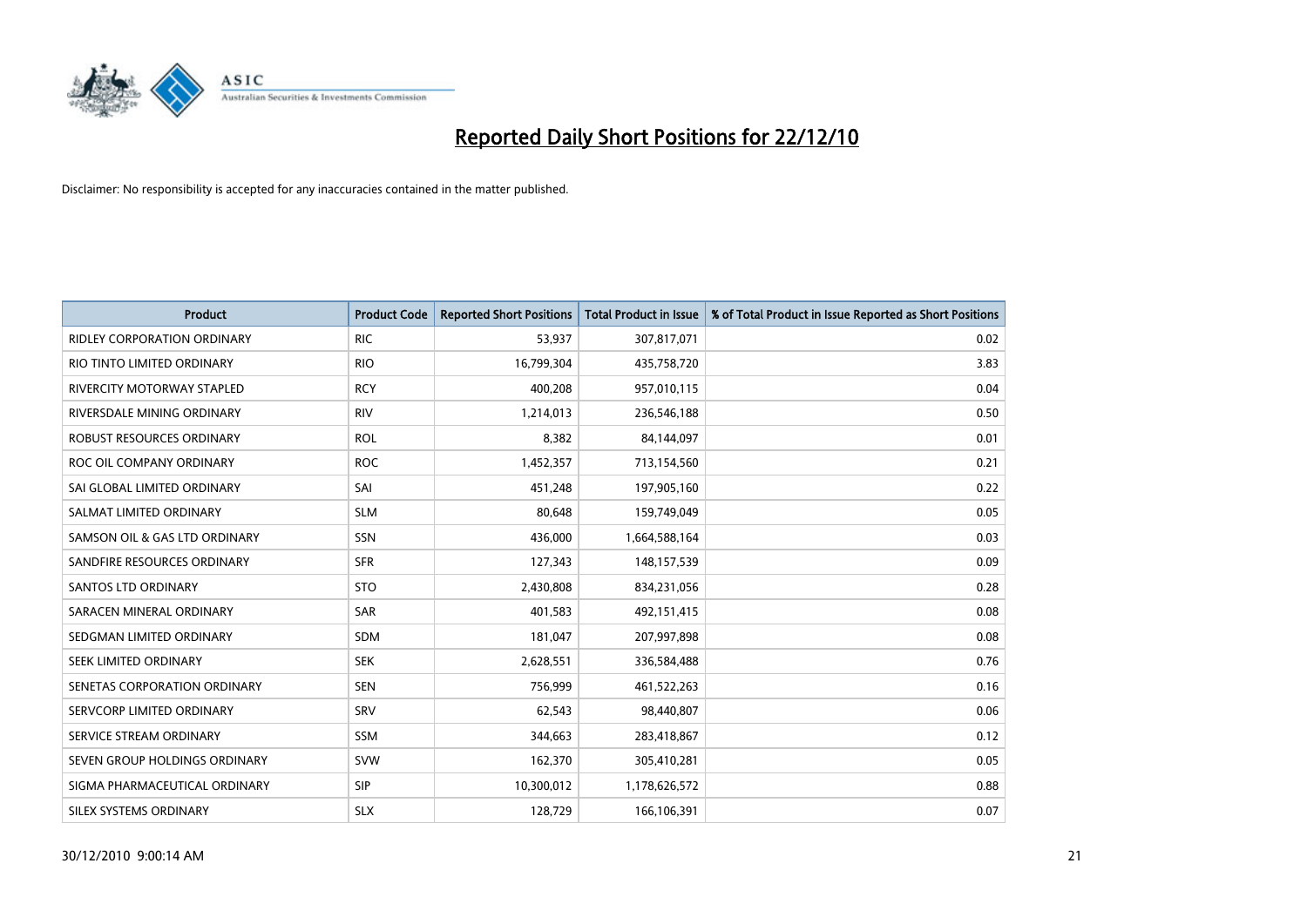# Reported Daily Short Positions for 22/12/10

Disclaimer: No responsibility is accepted for any inaccuracies contained in the matter published.

| Product | Product Code | Reported Short Positions | Total Product in Issue | % of Total Product in Issue Reported as Short Positions |
|---|---|---|---|---|
| RIDLEY CORPORATION ORDINARY | RIC | 53,937 | 307,817,071 | 0.02 |
| RIO TINTO LIMITED ORDINARY | RIO | 16,799,304 | 435,758,720 | 3.83 |
| RIVERCITY MOTORWAY STAPLED | RCY | 400,208 | 957,010,115 | 0.04 |
| RIVERSDALE MINING ORDINARY | RIV | 1,214,013 | 236,546,188 | 0.50 |
| ROBUST RESOURCES ORDINARY | ROL | 8,382 | 84,144,097 | 0.01 |
| ROC OIL COMPANY ORDINARY | ROC | 1,452,357 | 713,154,560 | 0.21 |
| SAI GLOBAL LIMITED ORDINARY | SAI | 451,248 | 197,905,160 | 0.22 |
| SALMAT LIMITED ORDINARY | SLM | 80,648 | 159,749,049 | 0.05 |
| SAMSON OIL & GAS LTD ORDINARY | SSN | 436,000 | 1,664,588,164 | 0.03 |
| SANDFIRE RESOURCES ORDINARY | SFR | 127,343 | 148,157,539 | 0.09 |
| SANTOS LTD ORDINARY | STO | 2,430,808 | 834,231,056 | 0.28 |
| SARACEN MINERAL ORDINARY | SAR | 401,583 | 492,151,415 | 0.08 |
| SEDGMAN LIMITED ORDINARY | SDM | 181,047 | 207,997,898 | 0.08 |
| SEEK LIMITED ORDINARY | SEK | 2,628,551 | 336,584,488 | 0.76 |
| SENETAS CORPORATION ORDINARY | SEN | 756,999 | 461,522,263 | 0.16 |
| SERVCORP LIMITED ORDINARY | SRV | 62,543 | 98,440,807 | 0.06 |
| SERVICE STREAM ORDINARY | SSM | 344,663 | 283,418,867 | 0.12 |
| SEVEN GROUP HOLDINGS ORDINARY | SVW | 162,370 | 305,410,281 | 0.05 |
| SIGMA PHARMACEUTICAL ORDINARY | SIP | 10,300,012 | 1,178,626,572 | 0.88 |
| SILEX SYSTEMS ORDINARY | SLX | 128,729 | 166,106,391 | 0.07 |

30/12/2010 9:00:14 AM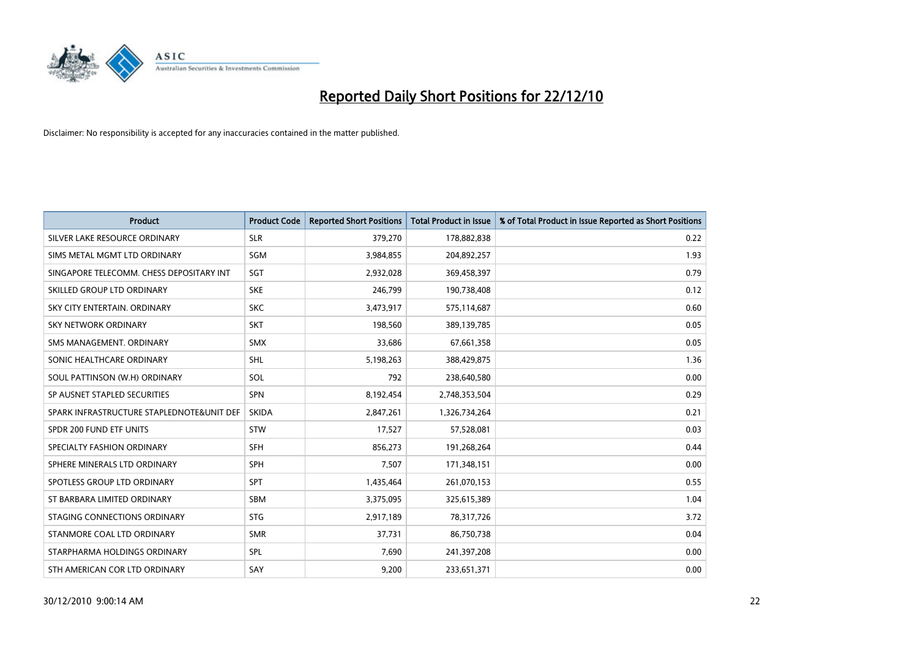# Reported Daily Short Positions for 22/12/10

Disclaimer: No responsibility is accepted for any inaccuracies contained in the matter published.

| Product | Product Code | Reported Short Positions | Total Product in Issue | % of Total Product in Issue Reported as Short Positions |
|---|---|---|---|---|
| SILVER LAKE RESOURCE ORDINARY | SLR | 379,270 | 178,882,838 | 0.22 |
| SIMS METAL MGMT LTD ORDINARY | SGM | 3,984,855 | 204,892,257 | 1.93 |
| SINGAPORE TELECOMM. CHESS DEPOSITARY INT | SGT | 2,932,028 | 369,458,397 | 0.79 |
| SKILLED GROUP LTD ORDINARY | SKE | 246,799 | 190,738,408 | 0.12 |
| SKY CITY ENTERTAIN. ORDINARY | SKC | 3,473,917 | 575,114,687 | 0.60 |
| SKY NETWORK ORDINARY | SKT | 198,560 | 389,139,785 | 0.05 |
| SMS MANAGEMENT. ORDINARY | SMX | 33,686 | 67,661,358 | 0.05 |
| SONIC HEALTHCARE ORDINARY | SHL | 5,198,263 | 388,429,875 | 1.36 |
| SOUL PATTINSON (W.H) ORDINARY | SOL | 792 | 238,640,580 | 0.00 |
| SP AUSNET STAPLED SECURITIES | SPN | 8,192,454 | 2,748,353,504 | 0.29 |
| SPARK INFRASTRUCTURE STAPLEDNOTE&UNIT DEF | SKIDA | 2,847,261 | 1,326,734,264 | 0.21 |
| SPDR 200 FUND ETF UNITS | STW | 17,527 | 57,528,081 | 0.03 |
| SPECIALTY FASHION ORDINARY | SFH | 856,273 | 191,268,264 | 0.44 |
| SPHERE MINERALS LTD ORDINARY | SPH | 7,507 | 171,348,151 | 0.00 |
| SPOTLESS GROUP LTD ORDINARY | SPT | 1,435,464 | 261,070,153 | 0.55 |
| ST BARBARA LIMITED ORDINARY | SBM | 3,375,095 | 325,615,389 | 1.04 |
| STAGING CONNECTIONS ORDINARY | STG | 2,917,189 | 78,317,726 | 3.72 |
| STANMORE COAL LTD ORDINARY | SMR | 37,731 | 86,750,738 | 0.04 |
| STARPHARMA HOLDINGS ORDINARY | SPL | 7,690 | 241,397,208 | 0.00 |
| STH AMERICAN COR LTD ORDINARY | SAY | 9,200 | 233,651,371 | 0.00 |

30/12/2010 9:00:14 AM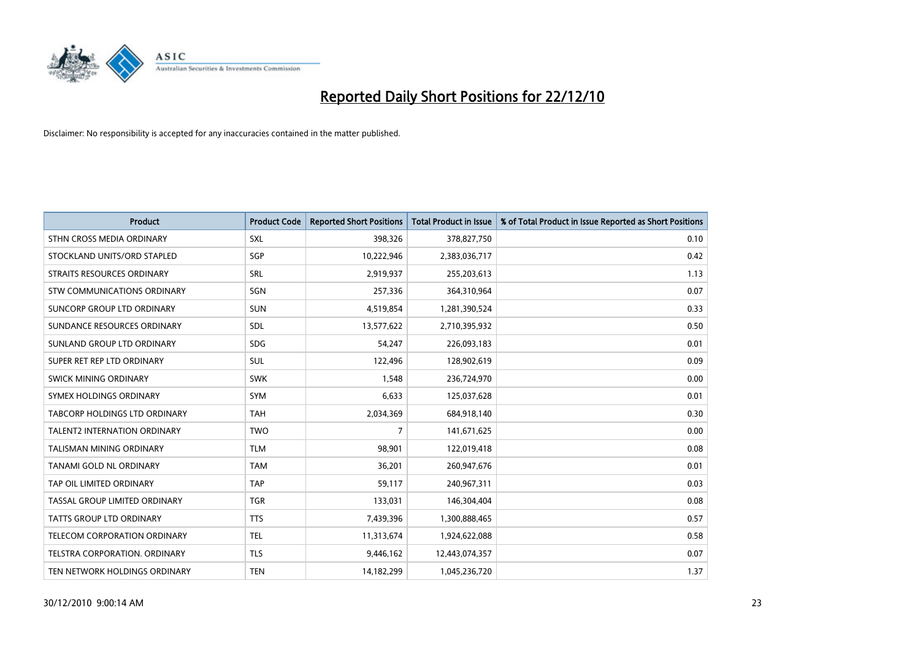# Reported Daily Short Positions for 22/12/10

Disclaimer: No responsibility is accepted for any inaccuracies contained in the matter published.

| Product | Product Code | Reported Short Positions | Total Product in Issue | % of Total Product in Issue Reported as Short Positions |
|---|---|---|---|---|
| STHN CROSS MEDIA ORDINARY | SXL | 398,326 | 378,827,750 | 0.10 |
| STOCKLAND UNITS/ORD STAPLED | SGP | 10,222,946 | 2,383,036,717 | 0.42 |
| STRAITS RESOURCES ORDINARY | SRL | 2,919,937 | 255,203,613 | 1.13 |
| STW COMMUNICATIONS ORDINARY | SGN | 257,336 | 364,310,964 | 0.07 |
| SUNCORP GROUP LTD ORDINARY | SUN | 4,519,854 | 1,281,390,524 | 0.33 |
| SUNDANCE RESOURCES ORDINARY | SDL | 13,577,622 | 2,710,395,932 | 0.50 |
| SUNLAND GROUP LTD ORDINARY | SDG | 54,247 | 226,093,183 | 0.01 |
| SUPER RET REP LTD ORDINARY | SUL | 122,496 | 128,902,619 | 0.09 |
| SWICK MINING ORDINARY | SWK | 1,548 | 236,724,970 | 0.00 |
| SYMEX HOLDINGS ORDINARY | SYM | 6,633 | 125,037,628 | 0.01 |
| TABCORP HOLDINGS LTD ORDINARY | TAH | 2,034,369 | 684,918,140 | 0.30 |
| TALENT2 INTERNATION ORDINARY | TWO | 7 | 141,671,625 | 0.00 |
| TALISMAN MINING ORDINARY | TLM | 98,901 | 122,019,418 | 0.08 |
| TANAMI GOLD NL ORDINARY | TAM | 36,201 | 260,947,676 | 0.01 |
| TAP OIL LIMITED ORDINARY | TAP | 59,117 | 240,967,311 | 0.03 |
| TASSAL GROUP LIMITED ORDINARY | TGR | 133,031 | 146,304,404 | 0.08 |
| TATTS GROUP LTD ORDINARY | TTS | 7,439,396 | 1,300,888,465 | 0.57 |
| TELECOM CORPORATION ORDINARY | TEL | 11,313,674 | 1,924,622,088 | 0.58 |
| TELSTRA CORPORATION. ORDINARY | TLS | 9,446,162 | 12,443,074,357 | 0.07 |
| TEN NETWORK HOLDINGS ORDINARY | TEN | 14,182,299 | 1,045,236,720 | 1.37 |

30/12/2010 9:00:14 AM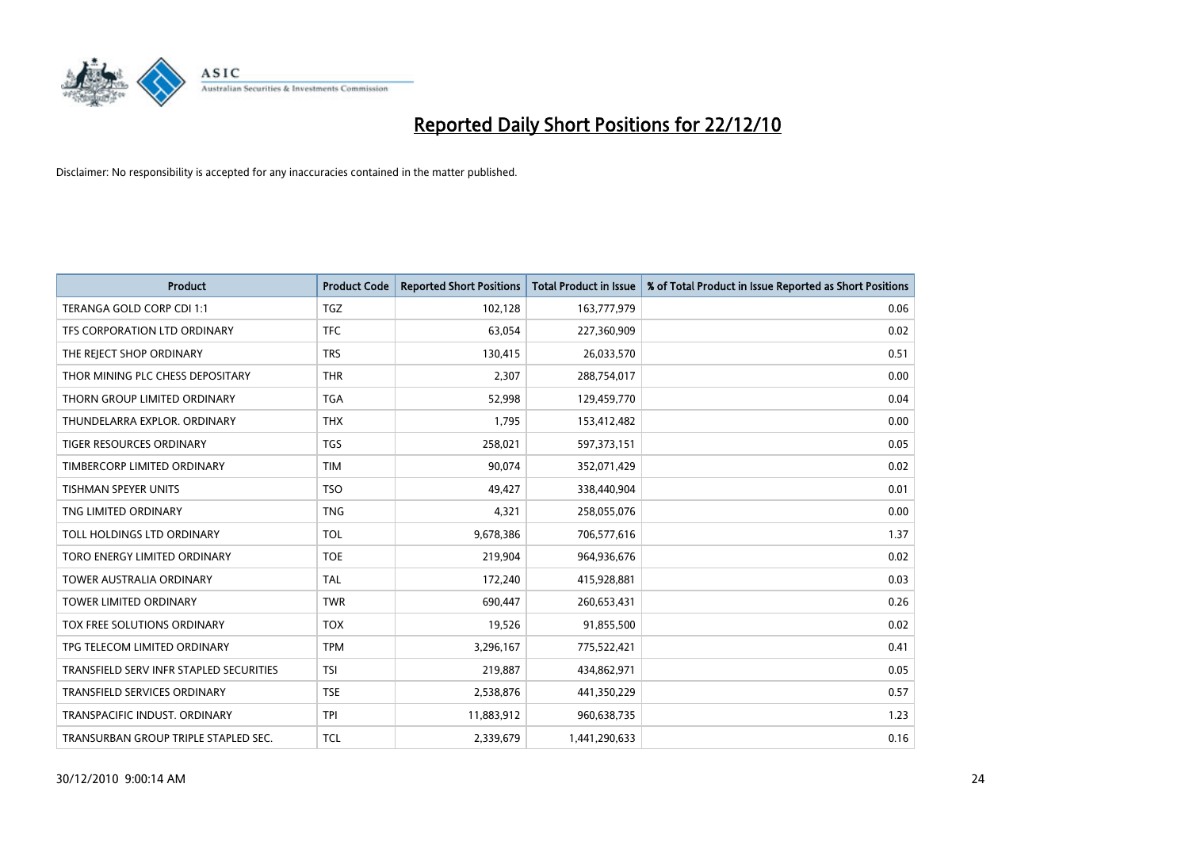# Reported Daily Short Positions for 22/12/10

Disclaimer: No responsibility is accepted for any inaccuracies contained in the matter published.

| Product | Product Code | Reported Short Positions | Total Product in Issue | % of Total Product in Issue Reported as Short Positions |
|---|---|---|---|---|
| TERANGA GOLD CORP CDI 1:1 | TGZ | 102,128 | 163,777,979 | 0.06 |
| TFS CORPORATION LTD ORDINARY | TFC | 63,054 | 227,360,909 | 0.02 |
| THE REJECT SHOP ORDINARY | TRS | 130,415 | 26,033,570 | 0.51 |
| THOR MINING PLC CHESS DEPOSITARY | THR | 2,307 | 288,754,017 | 0.00 |
| THORN GROUP LIMITED ORDINARY | TGA | 52,998 | 129,459,770 | 0.04 |
| THUNDELARRA EXPLOR. ORDINARY | THX | 1,795 | 153,412,482 | 0.00 |
| TIGER RESOURCES ORDINARY | TGS | 258,021 | 597,373,151 | 0.05 |
| TIMBERCORP LIMITED ORDINARY | TIM | 90,074 | 352,071,429 | 0.02 |
| TISHMAN SPEYER UNITS | TSO | 49,427 | 338,440,904 | 0.01 |
| TNG LIMITED ORDINARY | TNG | 4,321 | 258,055,076 | 0.00 |
| TOLL HOLDINGS LTD ORDINARY | TOL | 9,678,386 | 706,577,616 | 1.37 |
| TORO ENERGY LIMITED ORDINARY | TOE | 219,904 | 964,936,676 | 0.02 |
| TOWER AUSTRALIA ORDINARY | TAL | 172,240 | 415,928,881 | 0.03 |
| TOWER LIMITED ORDINARY | TWR | 690,447 | 260,653,431 | 0.26 |
| TOX FREE SOLUTIONS ORDINARY | TOX | 19,526 | 91,855,500 | 0.02 |
| TPG TELECOM LIMITED ORDINARY | TPM | 3,296,167 | 775,522,421 | 0.41 |
| TRANSFIELD SERV INFR STAPLED SECURITIES | TSI | 219,887 | 434,862,971 | 0.05 |
| TRANSFIELD SERVICES ORDINARY | TSE | 2,538,876 | 441,350,229 | 0.57 |
| TRANSPACIFIC INDUST. ORDINARY | TPI | 11,883,912 | 960,638,735 | 1.23 |
| TRANSURBAN GROUP TRIPLE STAPLED SEC. | TCL | 2,339,679 | 1,441,290,633 | 0.16 |

30/12/2010 9:00:14 AM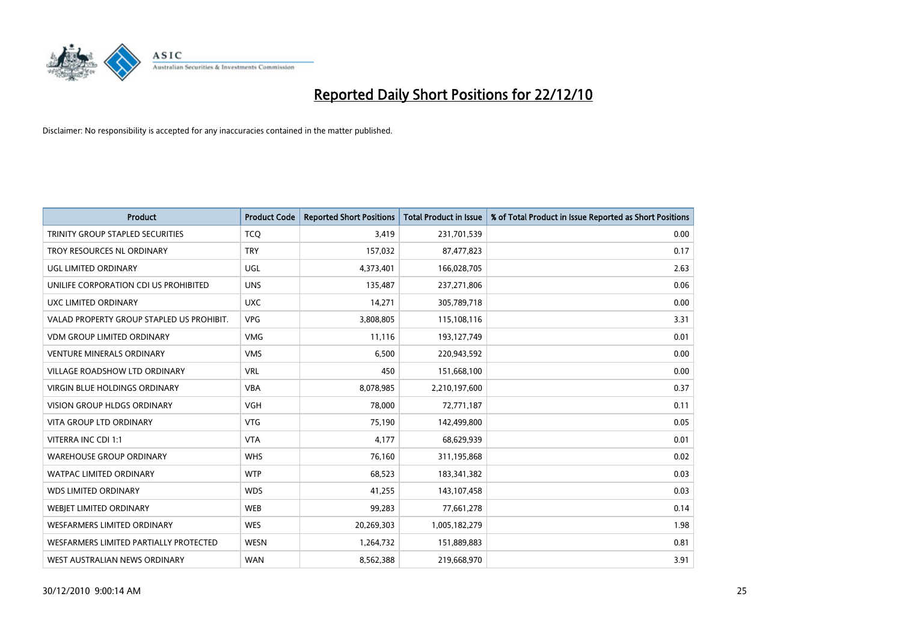# Reported Daily Short Positions for 22/12/10

Disclaimer: No responsibility is accepted for any inaccuracies contained in the matter published.

| Product | Product Code | Reported Short Positions | Total Product in Issue | % of Total Product in Issue Reported as Short Positions |
|---|---|---|---|---|
| TRINITY GROUP STAPLED SECURITIES | TCQ | 3,419 | 231,701,539 | 0.00 |
| TROY RESOURCES NL ORDINARY | TRY | 157,032 | 87,477,823 | 0.17 |
| UGL LIMITED ORDINARY | UGL | 4,373,401 | 166,028,705 | 2.63 |
| UNILIFE CORPORATION CDI US PROHIBITED | UNS | 135,487 | 237,271,806 | 0.06 |
| UXC LIMITED ORDINARY | UXC | 14,271 | 305,789,718 | 0.00 |
| VALAD PROPERTY GROUP STAPLED US PROHIBIT. | VPG | 3,808,805 | 115,108,116 | 3.31 |
| VDM GROUP LIMITED ORDINARY | VMG | 11,116 | 193,127,749 | 0.01 |
| VENTURE MINERALS ORDINARY | VMS | 6,500 | 220,943,592 | 0.00 |
| VILLAGE ROADSHOW LTD ORDINARY | VRL | 450 | 151,668,100 | 0.00 |
| VIRGIN BLUE HOLDINGS ORDINARY | VBA | 8,078,985 | 2,210,197,600 | 0.37 |
| VISION GROUP HLDGS ORDINARY | VGH | 78,000 | 72,771,187 | 0.11 |
| VITA GROUP LTD ORDINARY | VTG | 75,190 | 142,499,800 | 0.05 |
| VITERRA INC CDI 1:1 | VTA | 4,177 | 68,629,939 | 0.01 |
| WAREHOUSE GROUP ORDINARY | WHS | 76,160 | 311,195,868 | 0.02 |
| WATPAC LIMITED ORDINARY | WTP | 68,523 | 183,341,382 | 0.03 |
| WDS LIMITED ORDINARY | WDS | 41,255 | 143,107,458 | 0.03 |
| WEBJET LIMITED ORDINARY | WEB | 99,283 | 77,661,278 | 0.14 |
| WESFARMERS LIMITED ORDINARY | WES | 20,269,303 | 1,005,182,279 | 1.98 |
| WESFARMERS LIMITED PARTIALLY PROTECTED | WESN | 1,264,732 | 151,889,883 | 0.81 |
| WEST AUSTRALIAN NEWS ORDINARY | WAN | 8,562,388 | 219,668,970 | 3.91 |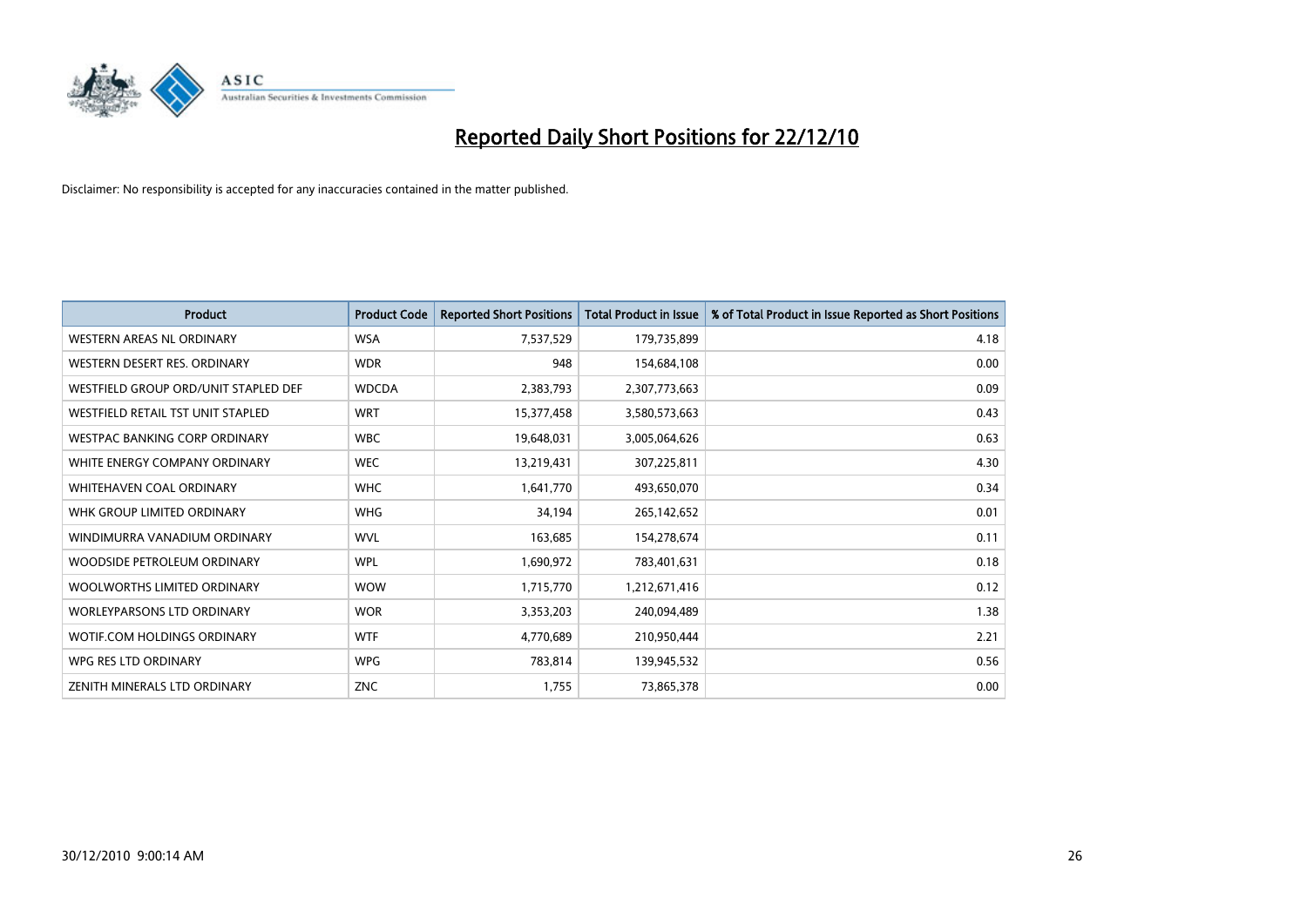# Reported Daily Short Positions for 22/12/10

Disclaimer: No responsibility is accepted for any inaccuracies contained in the matter published.

| Product | Product Code | Reported Short Positions | Total Product in Issue | % of Total Product in Issue Reported as Short Positions |
|---|---|---|---|---|
| WESTERN AREAS NL ORDINARY | WSA | 7,537,529 | 179,735,899 | 4.18 |
| WESTERN DESERT RES. ORDINARY | WDR | 948 | 154,684,108 | 0.00 |
| WESTFIELD GROUP ORD/UNIT STAPLED DEF | WDCDA | 2,383,793 | 2,307,773,663 | 0.09 |
| WESTFIELD RETAIL TST UNIT STAPLED | WRT | 15,377,458 | 3,580,573,663 | 0.43 |
| WESTPAC BANKING CORP ORDINARY | WBC | 19,648,031 | 3,005,064,626 | 0.63 |
| WHITE ENERGY COMPANY ORDINARY | WEC | 13,219,431 | 307,225,811 | 4.30 |
| WHITEHAVEN COAL ORDINARY | WHC | 1,641,770 | 493,650,070 | 0.34 |
| WHK GROUP LIMITED ORDINARY | WHG | 34,194 | 265,142,652 | 0.01 |
| WINDIMURRA VANADIUM ORDINARY | WVL | 163,685 | 154,278,674 | 0.11 |
| WOODSIDE PETROLEUM ORDINARY | WPL | 1,690,972 | 783,401,631 | 0.18 |
| WOOLWORTHS LIMITED ORDINARY | WOW | 1,715,770 | 1,212,671,416 | 0.12 |
| WORLEYPARSONS LTD ORDINARY | WOR | 3,353,203 | 240,094,489 | 1.38 |
| WOTIF.COM HOLDINGS ORDINARY | WTF | 4,770,689 | 210,950,444 | 2.21 |
| WPG RES LTD ORDINARY | WPG | 783,814 | 139,945,532 | 0.56 |
| ZENITH MINERALS LTD ORDINARY | ZNC | 1,755 | 73,865,378 | 0.00 |